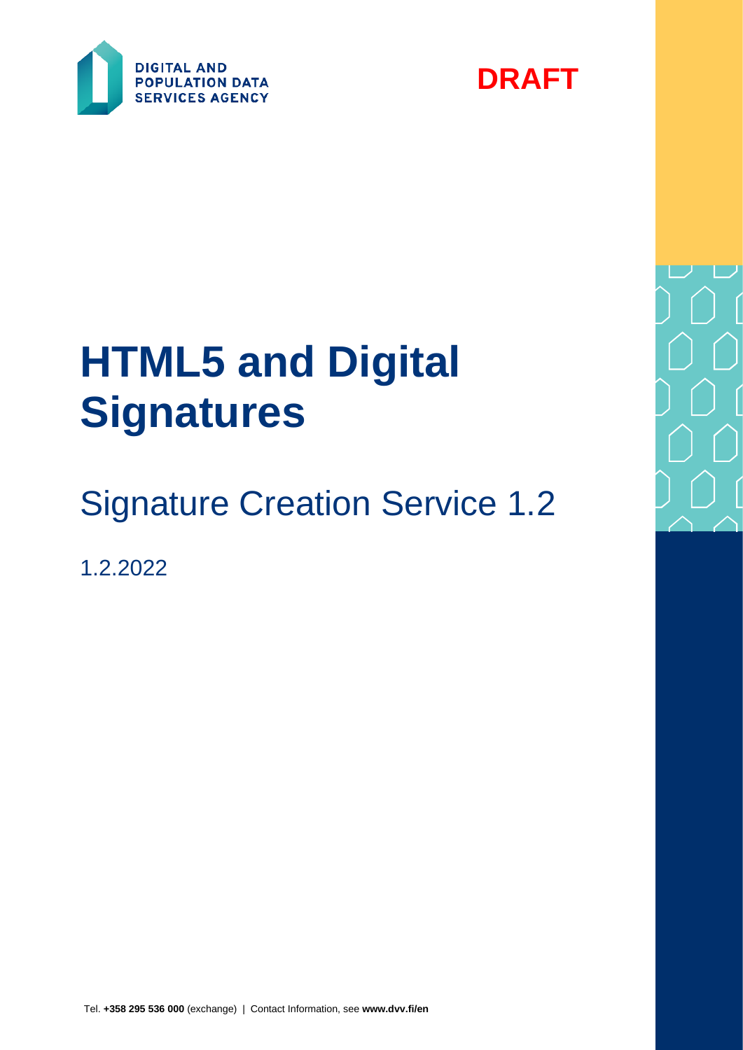DIGITAL AND POPULATION DATA SERVICES AGENCY

**DRAFT**

# HTML5 and Digital Signatures

## Signature Creation Service 1.2

1.2.2022

Tel. **+358 295 536 000** (exchange) | Contact Information, see **www.dvv.fi/en**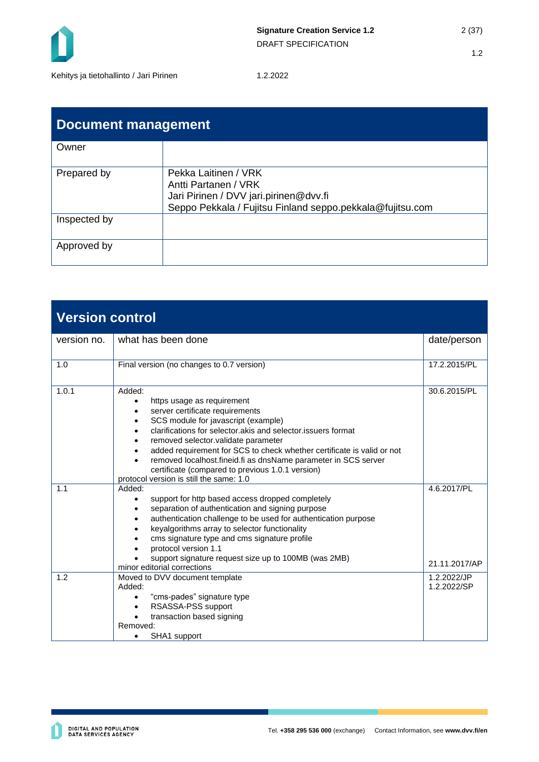## Document management

| Document management | |
|---|---|
| Owner | |
| Prepared by | Pekka Laitinen / VRK<br>Antti Partanen / VRK<br>Jari Pirinen / DVV jari.pirinen@dvv.fi<br>Seppo Pekkala / Fujitsu Finland seppo.pekkala@fujitsu.com |
| Inspected by | |
| Approved by | |

## Version control

| version no. | what has been done | date/person |
|---|---|---|
| 1.0 | Final version (no changes to 0.7 version) | 17.2.2015/PL |
| 1.0.1 | Added:<br>• https usage as requirement<br>• server certificate requirements<br>• SCS module for javascript (example)<br>• clarifications for selector.akis and selector.issuers format<br>• removed selector.validate parameter<br>• added requirement for SCS to check whether certificate is valid or not<br>• removed localhost.fineid.fi as dnsName parameter in SCS server certificate (compared to previous 1.0.1 version)<br>protocol version is still the same: 1.0 | 30.6.2015/PL |
| 1.1 | Added:<br>• support for http based access dropped completely<br>• separation of authentication and signing purpose<br>• authentication challenge to be used for authentication purpose<br>• keyalgorithms array to selector functionality<br>• cms signature type and cms signature profile<br>• protocol version 1.1<br>• support signature request size up to 100MB (was 2MB)<br>minor editorial corrections | 4.6.2017/PL<br><br>21.11.2017/AP |
| 1.2 | Moved to DVV document template<br>Added:<br>• "cms-pades" signature type<br>• RSASSA-PSS support<br>• transaction based signing<br>Removed:<br>• SHA1 support | 1.2.2022/JP<br>1.2.2022/SP |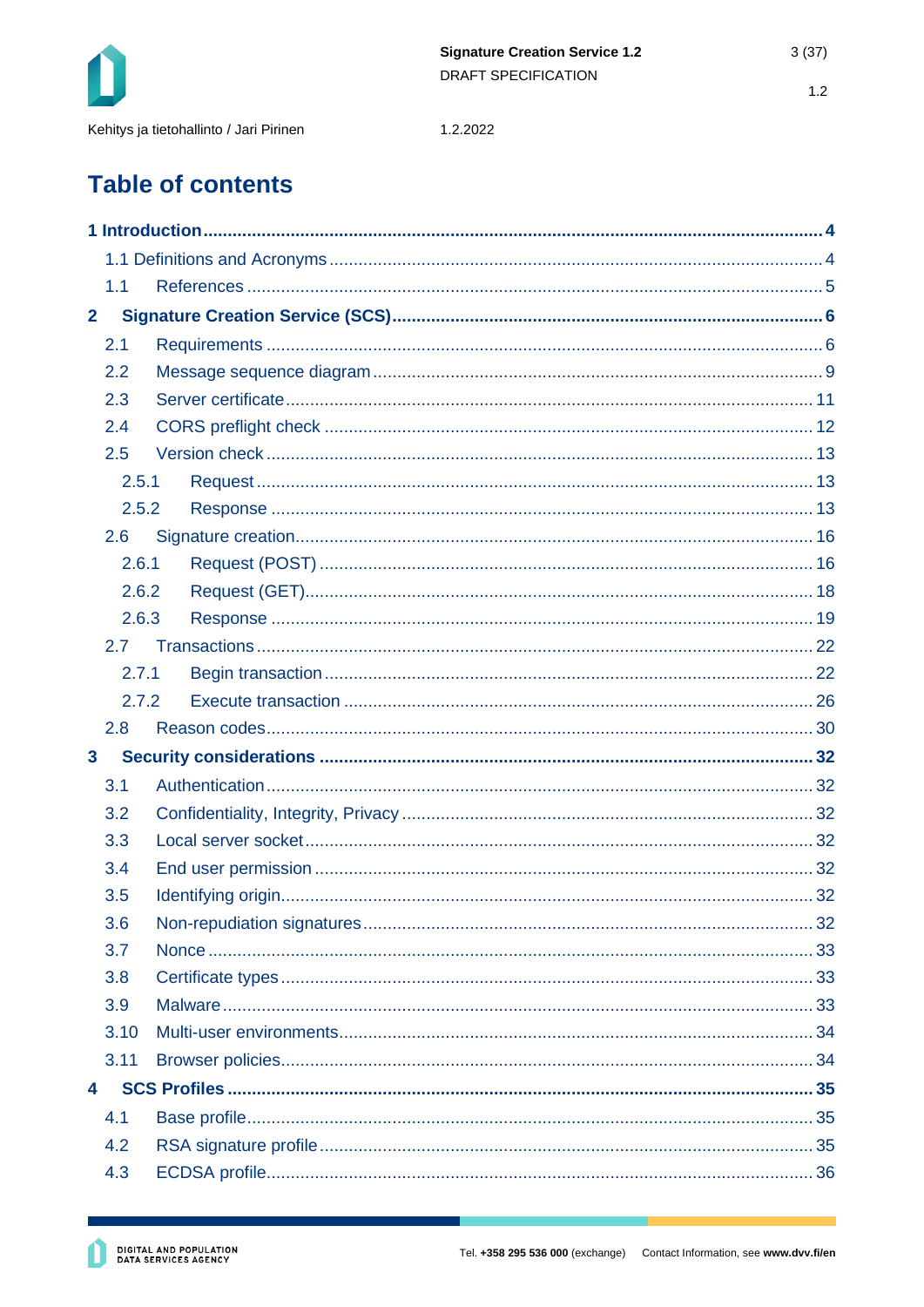# Table of contents

**1 Introduction** ........ **4**

1.1 Definitions and Acronyms ........ 4

1.1 References ........ 5

**2 Signature Creation Service (SCS)** ........ **6**

2.1 Requirements ........ 6

2.2 Message sequence diagram ........ 9

2.3 Server certificate ........ 11

2.4 CORS preflight check ........ 12

2.5 Version check ........ 13

2.5.1 Request ........ 13

2.5.2 Response ........ 13

2.6 Signature creation ........ 16

2.6.1 Request (POST) ........ 16

2.6.2 Request (GET) ........ 18

2.6.3 Response ........ 19

2.7 Transactions ........ 22

2.7.1 Begin transaction ........ 22

2.7.2 Execute transaction ........ 26

2.8 Reason codes ........ 30

**3 Security considerations** ........ **32**

3.1 Authentication ........ 32

3.2 Confidentiality, Integrity, Privacy ........ 32

3.3 Local server socket ........ 32

3.4 End user permission ........ 32

3.5 Identifying origin ........ 32

3.6 Non-repudiation signatures ........ 32

3.7 Nonce ........ 33

3.8 Certificate types ........ 33

3.9 Malware ........ 33

3.10 Multi-user environments ........ 34

3.11 Browser policies ........ 34

**4 SCS Profiles** ........ **35**

4.1 Base profile ........ 35

4.2 RSA signature profile ........ 35

4.3 ECDSA profile ........ 36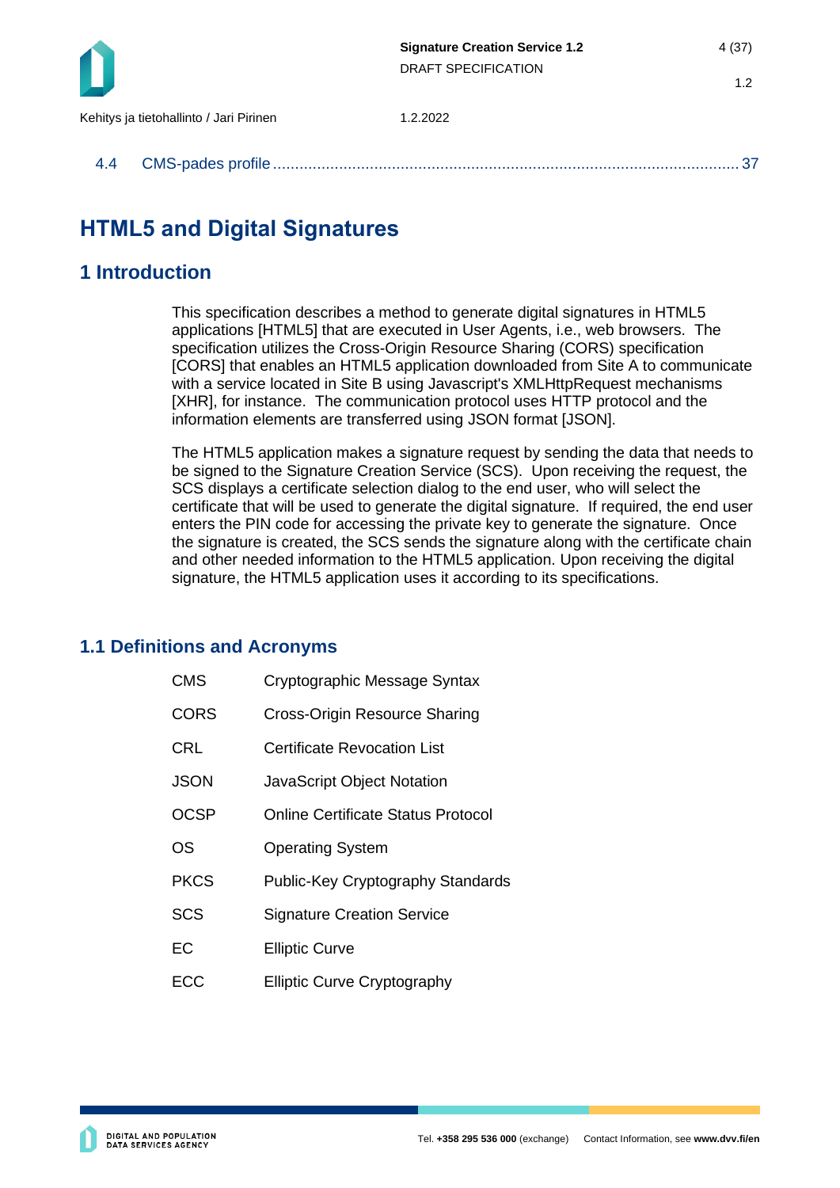4.4 CMS-pades profile ........................................................................................................ 37

# HTML5 and Digital Signatures

## 1 Introduction

This specification describes a method to generate digital signatures in HTML5 applications [HTML5] that are executed in User Agents, i.e., web browsers. The specification utilizes the Cross-Origin Resource Sharing (CORS) specification [CORS] that enables an HTML5 application downloaded from Site A to communicate with a service located in Site B using Javascript's XMLHttpRequest mechanisms [XHR], for instance. The communication protocol uses HTTP protocol and the information elements are transferred using JSON format [JSON].

The HTML5 application makes a signature request by sending the data that needs to be signed to the Signature Creation Service (SCS). Upon receiving the request, the SCS displays a certificate selection dialog to the end user, who will select the certificate that will be used to generate the digital signature. If required, the end user enters the PIN code for accessing the private key to generate the signature. Once the signature is created, the SCS sends the signature along with the certificate chain and other needed information to the HTML5 application. Upon receiving the digital signature, the HTML5 application uses it according to its specifications.

### 1.1 Definitions and Acronyms

| | |
|---|---|
| CMS | Cryptographic Message Syntax |
| CORS | Cross-Origin Resource Sharing |
| CRL | Certificate Revocation List |
| JSON | JavaScript Object Notation |
| OCSP | Online Certificate Status Protocol |
| OS | Operating System |
| PKCS | Public-Key Cryptography Standards |
| SCS | Signature Creation Service |
| EC | Elliptic Curve |
| ECC | Elliptic Curve Cryptography |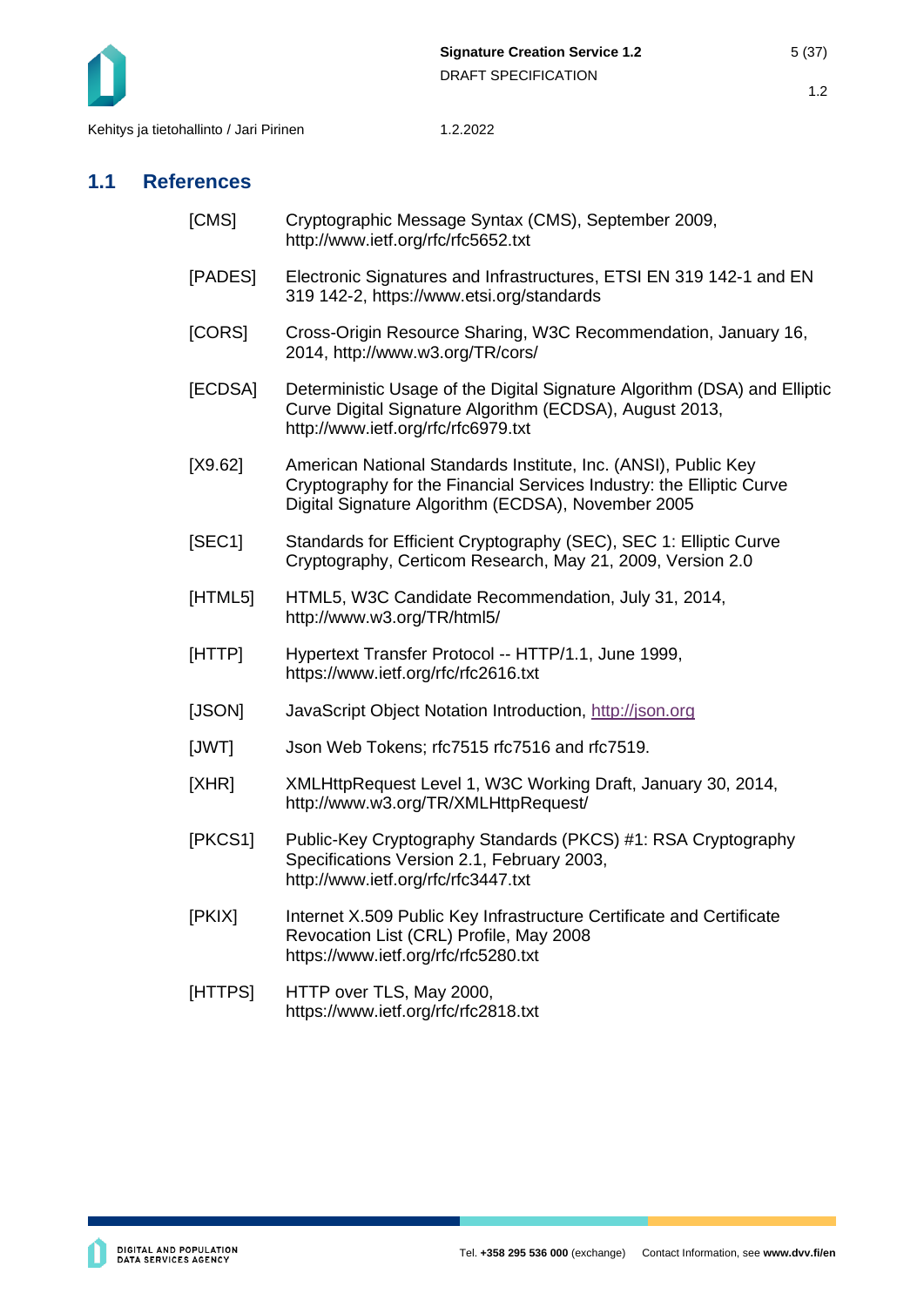## 1.1 References

| | |
|---|---|
| [CMS] | Cryptographic Message Syntax (CMS), September 2009, http://www.ietf.org/rfc/rfc5652.txt |
| [PADES] | Electronic Signatures and Infrastructures, ETSI EN 319 142-1 and EN 319 142-2, https://www.etsi.org/standards |
| [CORS] | Cross-Origin Resource Sharing, W3C Recommendation, January 16, 2014, http://www.w3.org/TR/cors/ |
| [ECDSA] | Deterministic Usage of the Digital Signature Algorithm (DSA) and Elliptic Curve Digital Signature Algorithm (ECDSA), August 2013, http://www.ietf.org/rfc/rfc6979.txt |
| [X9.62] | American National Standards Institute, Inc. (ANSI), Public Key Cryptography for the Financial Services Industry: the Elliptic Curve Digital Signature Algorithm (ECDSA), November 2005 |
| [SEC1] | Standards for Efficient Cryptography (SEC), SEC 1: Elliptic Curve Cryptography, Certicom Research, May 21, 2009, Version 2.0 |
| [HTML5] | HTML5, W3C Candidate Recommendation, July 31, 2014, http://www.w3.org/TR/html5/ |
| [HTTP] | Hypertext Transfer Protocol -- HTTP/1.1, June 1999, https://www.ietf.org/rfc/rfc2616.txt |
| [JSON] | JavaScript Object Notation Introduction, http://json.org |
| [JWT] | Json Web Tokens; rfc7515 rfc7516 and rfc7519. |
| [XHR] | XMLHttpRequest Level 1, W3C Working Draft, January 30, 2014, http://www.w3.org/TR/XMLHttpRequest/ |
| [PKCS1] | Public-Key Cryptography Standards (PKCS) #1: RSA Cryptography Specifications Version 2.1, February 2003, http://www.ietf.org/rfc/rfc3447.txt |
| [PKIX] | Internet X.509 Public Key Infrastructure Certificate and Certificate Revocation List (CRL) Profile, May 2008 https://www.ietf.org/rfc/rfc5280.txt |
| [HTTPS] | HTTP over TLS, May 2000, https://www.ietf.org/rfc/rfc2818.txt |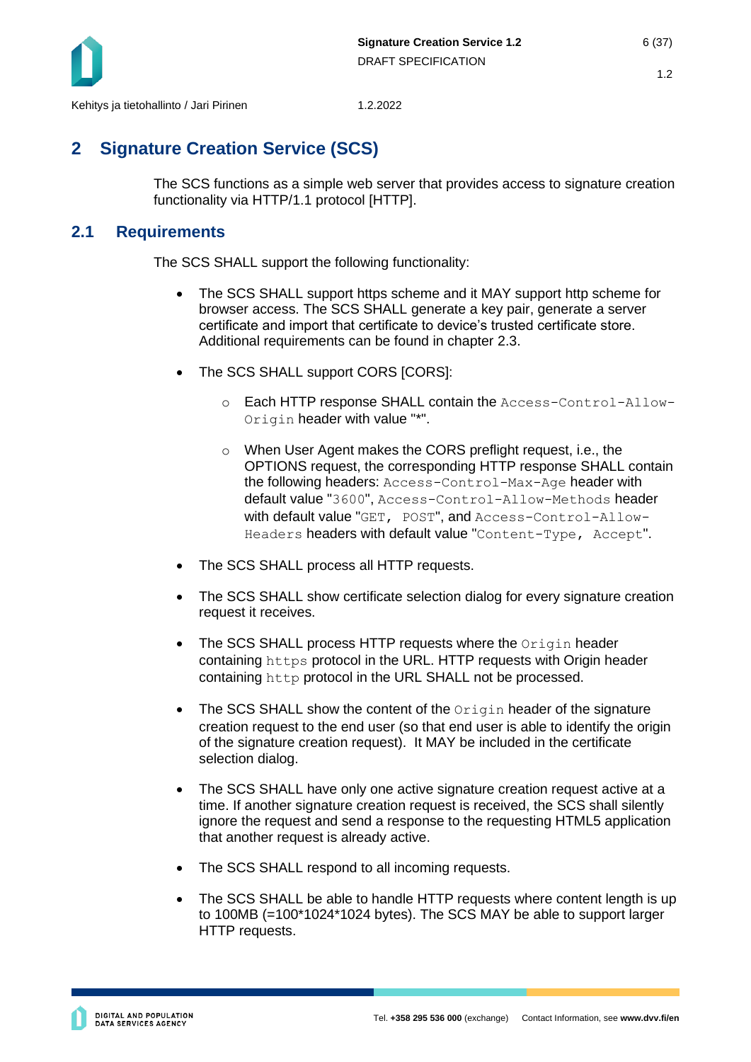# 2 Signature Creation Service (SCS)

The SCS functions as a simple web server that provides access to signature creation functionality via HTTP/1.1 protocol [HTTP].

## 2.1 Requirements

The SCS SHALL support the following functionality:

- The SCS SHALL support https scheme and it MAY support http scheme for browser access. The SCS SHALL generate a key pair, generate a server certificate and import that certificate to device's trusted certificate store. Additional requirements can be found in chapter 2.3.
- The SCS SHALL support CORS [CORS]:
  - Each HTTP response SHALL contain the `Access-Control-Allow-Origin` header with value "*".
  - When User Agent makes the CORS preflight request, i.e., the OPTIONS request, the corresponding HTTP response SHALL contain the following headers: `Access-Control-Max-Age` header with default value "`3600`", `Access-Control-Allow-Methods` header with default value "`GET, POST`", and `Access-Control-Allow-Headers` headers with default value "`Content-Type, Accept`".
- The SCS SHALL process all HTTP requests.
- The SCS SHALL show certificate selection dialog for every signature creation request it receives.
- The SCS SHALL process HTTP requests where the `Origin` header containing `https` protocol in the URL. HTTP requests with Origin header containing `http` protocol in the URL SHALL not be processed.
- The SCS SHALL show the content of the `Origin` header of the signature creation request to the end user (so that end user is able to identify the origin of the signature creation request). It MAY be included in the certificate selection dialog.
- The SCS SHALL have only one active signature creation request active at a time. If another signature creation request is received, the SCS shall silently ignore the request and send a response to the requesting HTML5 application that another request is already active.
- The SCS SHALL respond to all incoming requests.
- The SCS SHALL be able to handle HTTP requests where content length is up to 100MB (=100*1024*1024 bytes). The SCS MAY be able to support larger HTTP requests.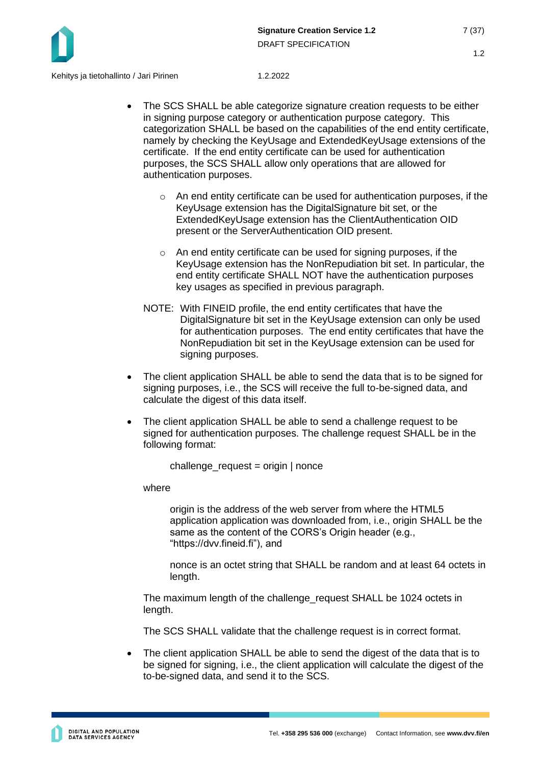- The SCS SHALL be able categorize signature creation requests to be either in signing purpose category or authentication purpose category. This categorization SHALL be based on the capabilities of the end entity certificate, namely by checking the KeyUsage and ExtendedKeyUsage extensions of the certificate. If the end entity certificate can be used for authentication purposes, the SCS SHALL allow only operations that are allowed for authentication purposes.

    - An end entity certificate can be used for authentication purposes, if the KeyUsage extension has the DigitalSignature bit set, or the ExtendedKeyUsage extension has the ClientAuthentication OID present or the ServerAuthentication OID present.

    - An end entity certificate can be used for signing purposes, if the KeyUsage extension has the NonRepudiation bit set. In particular, the end entity certificate SHALL NOT have the authentication purposes key usages as specified in previous paragraph.

  NOTE: With FINEID profile, the end entity certificates that have the DigitalSignature bit set in the KeyUsage extension can only be used for authentication purposes. The end entity certificates that have the NonRepudiation bit set in the KeyUsage extension can be used for signing purposes.

- The client application SHALL be able to send the data that is to be signed for signing purposes, i.e., the SCS will receive the full to-be-signed data, and calculate the digest of this data itself.

- The client application SHALL be able to send a challenge request to be signed for authentication purposes. The challenge request SHALL be in the following format:

  challenge_request = origin | nonce

  where

  origin is the address of the web server from where the HTML5 application application was downloaded from, i.e., origin SHALL be the same as the content of the CORS's Origin header (e.g., "https://dvv.fineid.fi"), and

  nonce is an octet string that SHALL be random and at least 64 octets in length.

  The maximum length of the challenge_request SHALL be 1024 octets in length.

  The SCS SHALL validate that the challenge request is in correct format.

- The client application SHALL be able to send the digest of the data that is to be signed for signing, i.e., the client application will calculate the digest of the to-be-signed data, and send it to the SCS.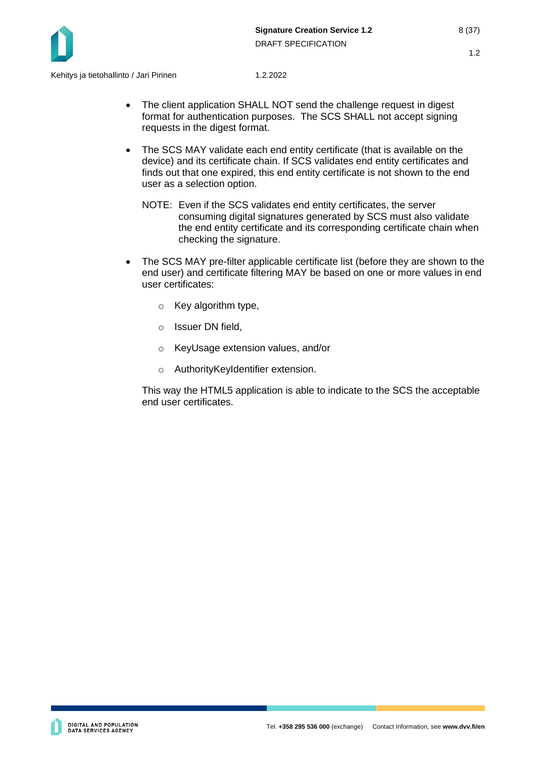- The client application SHALL NOT send the challenge request in digest format for authentication purposes. The SCS SHALL not accept signing requests in the digest format.

- The SCS MAY validate each end entity certificate (that is available on the device) and its certificate chain. If SCS validates end entity certificates and finds out that one expired, this end entity certificate is not shown to the end user as a selection option.

  NOTE: Even if the SCS validates end entity certificates, the server consuming digital signatures generated by SCS must also validate the end entity certificate and its corresponding certificate chain when checking the signature.

- The SCS MAY pre-filter applicable certificate list (before they are shown to the end user) and certificate filtering MAY be based on one or more values in end user certificates:

  - Key algorithm type,
  - Issuer DN field,
  - KeyUsage extension values, and/or
  - AuthorityKeyIdentifier extension.

  This way the HTML5 application is able to indicate to the SCS the acceptable end user certificates.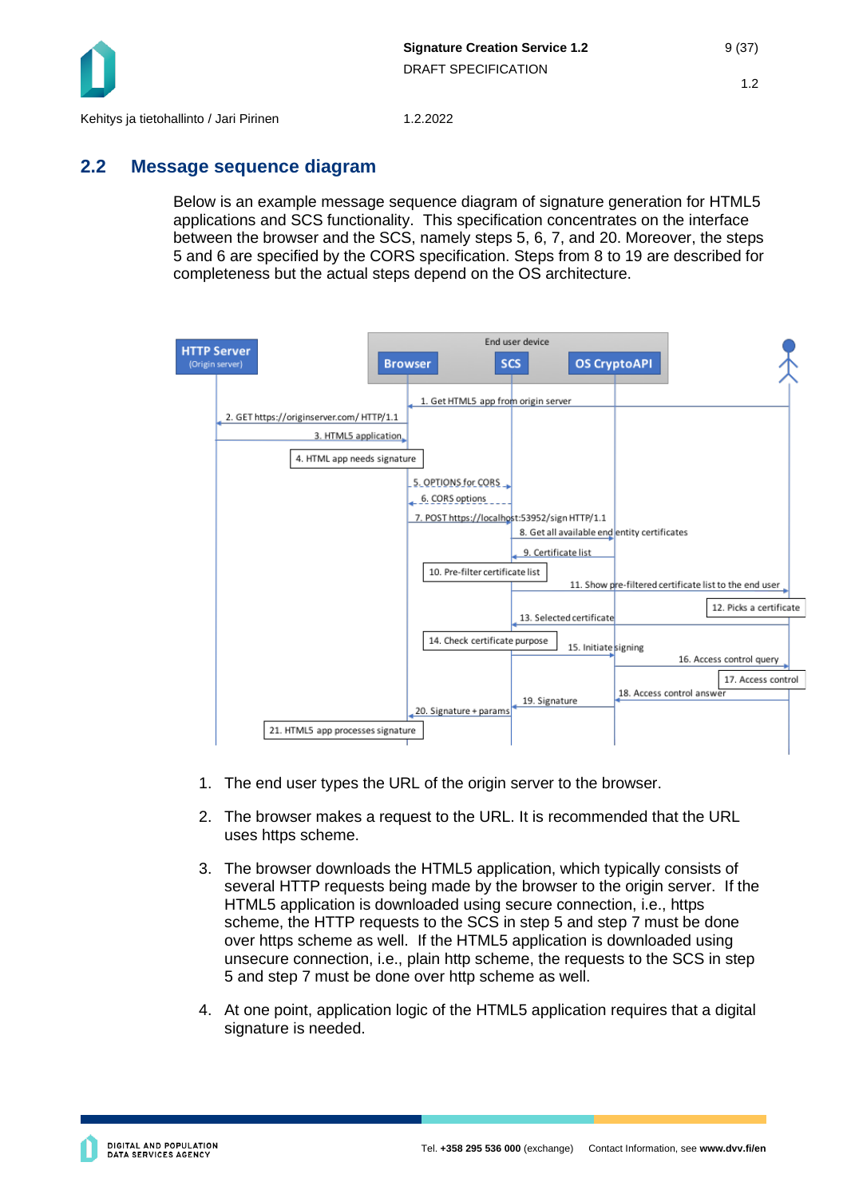## 2.2 Message sequence diagram

Below is an example message sequence diagram of signature generation for HTML5 applications and SCS functionality. This specification concentrates on the interface between the browser and the SCS, namely steps 5, 6, 7, and 20. Moreover, the steps 5 and 6 are specified by the CORS specification. Steps from 8 to 19 are described for completeness but the actual steps depend on the OS architecture.

1. The end user types the URL of the origin server to the browser.
2. The browser makes a request to the URL. It is recommended that the URL uses https scheme.
3. The browser downloads the HTML5 application, which typically consists of several HTTP requests being made by the browser to the origin server. If the HTML5 application is downloaded using secure connection, i.e., https scheme, the HTTP requests to the SCS in step 5 and step 7 must be done over https scheme as well. If the HTML5 application is downloaded using unsecure connection, i.e., plain http scheme, the requests to the SCS in step 5 and step 7 must be done over http scheme as well.
4. At one point, application logic of the HTML5 application requires that a digital signature is needed.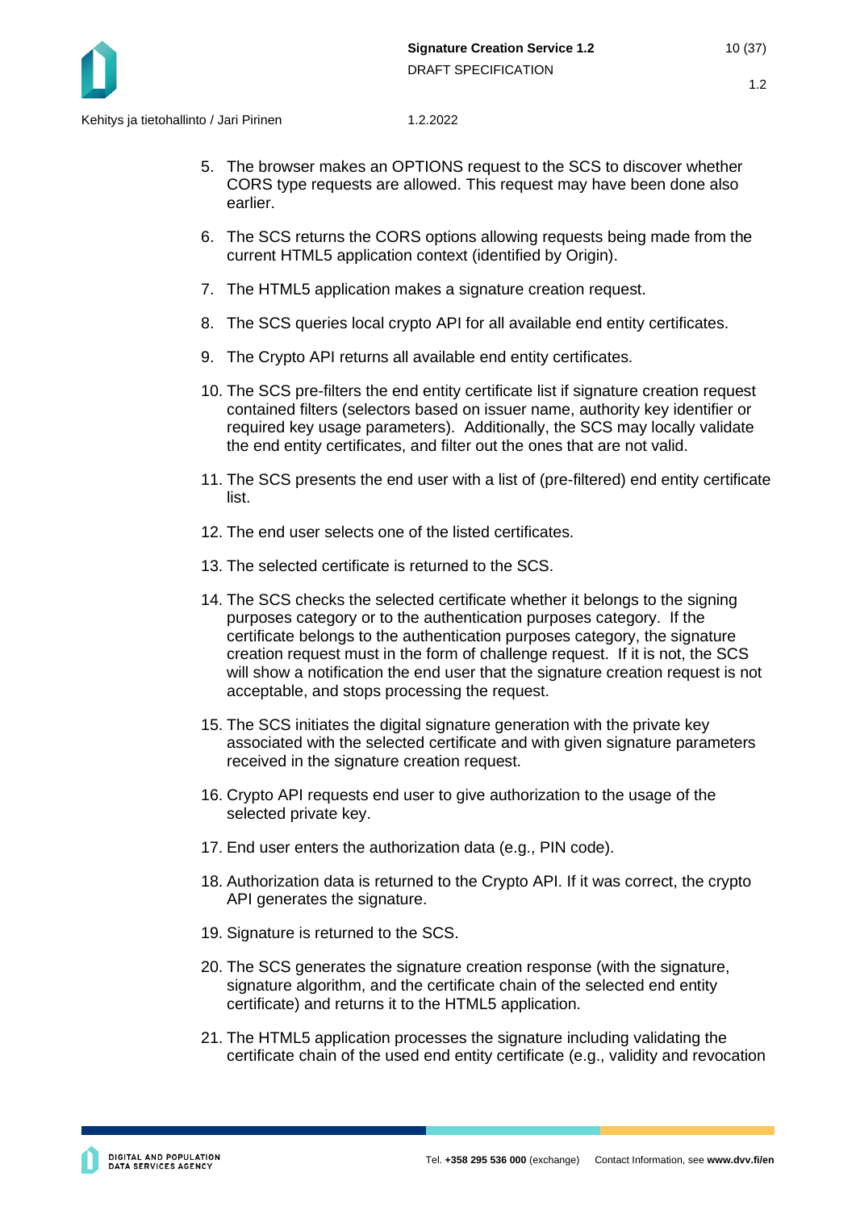5. The browser makes an OPTIONS request to the SCS to discover whether CORS type requests are allowed. This request may have been done also earlier.

6. The SCS returns the CORS options allowing requests being made from the current HTML5 application context (identified by Origin).

7. The HTML5 application makes a signature creation request.

8. The SCS queries local crypto API for all available end entity certificates.

9. The Crypto API returns all available end entity certificates.

10. The SCS pre-filters the end entity certificate list if signature creation request contained filters (selectors based on issuer name, authority key identifier or required key usage parameters). Additionally, the SCS may locally validate the end entity certificates, and filter out the ones that are not valid.

11. The SCS presents the end user with a list of (pre-filtered) end entity certificate list.

12. The end user selects one of the listed certificates.

13. The selected certificate is returned to the SCS.

14. The SCS checks the selected certificate whether it belongs to the signing purposes category or to the authentication purposes category. If the certificate belongs to the authentication purposes category, the signature creation request must in the form of challenge request. If it is not, the SCS will show a notification the end user that the signature creation request is not acceptable, and stops processing the request.

15. The SCS initiates the digital signature generation with the private key associated with the selected certificate and with given signature parameters received in the signature creation request.

16. Crypto API requests end user to give authorization to the usage of the selected private key.

17. End user enters the authorization data (e.g., PIN code).

18. Authorization data is returned to the Crypto API. If it was correct, the crypto API generates the signature.

19. Signature is returned to the SCS.

20. The SCS generates the signature creation response (with the signature, signature algorithm, and the certificate chain of the selected end entity certificate) and returns it to the HTML5 application.

21. The HTML5 application processes the signature including validating the certificate chain of the used end entity certificate (e.g., validity and revocation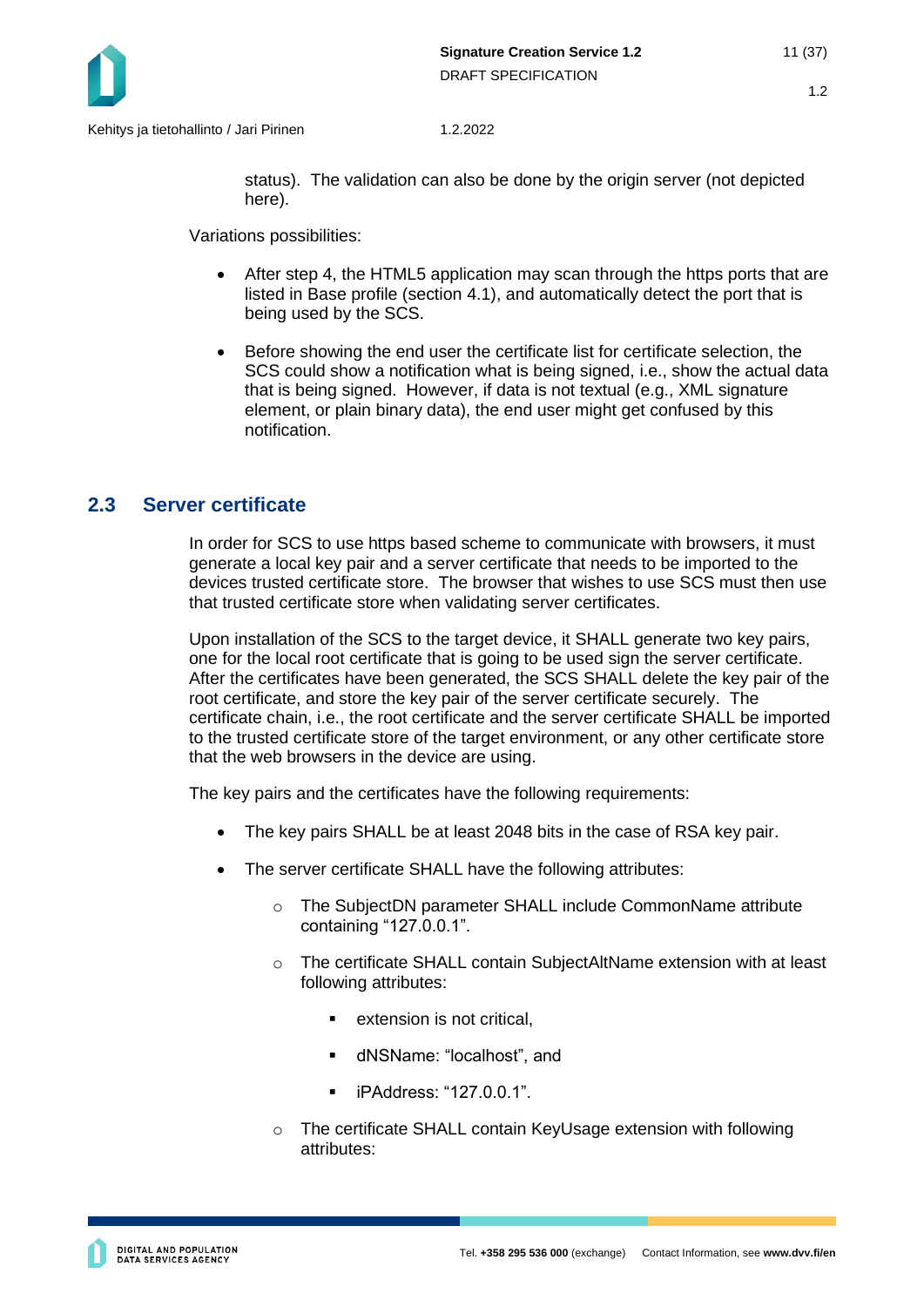status). The validation can also be done by the origin server (not depicted here).

Variations possibilities:

- After step 4, the HTML5 application may scan through the https ports that are listed in Base profile (section 4.1), and automatically detect the port that is being used by the SCS.

- Before showing the end user the certificate list for certificate selection, the SCS could show a notification what is being signed, i.e., show the actual data that is being signed. However, if data is not textual (e.g., XML signature element, or plain binary data), the end user might get confused by this notification.

## 2.3 Server certificate

In order for SCS to use https based scheme to communicate with browsers, it must generate a local key pair and a server certificate that needs to be imported to the devices trusted certificate store. The browser that wishes to use SCS must then use that trusted certificate store when validating server certificates.

Upon installation of the SCS to the target device, it SHALL generate two key pairs, one for the local root certificate that is going to be used sign the server certificate. After the certificates have been generated, the SCS SHALL delete the key pair of the root certificate, and store the key pair of the server certificate securely. The certificate chain, i.e., the root certificate and the server certificate SHALL be imported to the trusted certificate store of the target environment, or any other certificate store that the web browsers in the device are using.

The key pairs and the certificates have the following requirements:

- The key pairs SHALL be at least 2048 bits in the case of RSA key pair.

- The server certificate SHALL have the following attributes:
  - The SubjectDN parameter SHALL include CommonName attribute containing “127.0.0.1”.
  - The certificate SHALL contain SubjectAltName extension with at least following attributes:
    - extension is not critical,
    - dNSName: “localhost”, and
    - iPAddress: “127.0.0.1”.
  - The certificate SHALL contain KeyUsage extension with following attributes: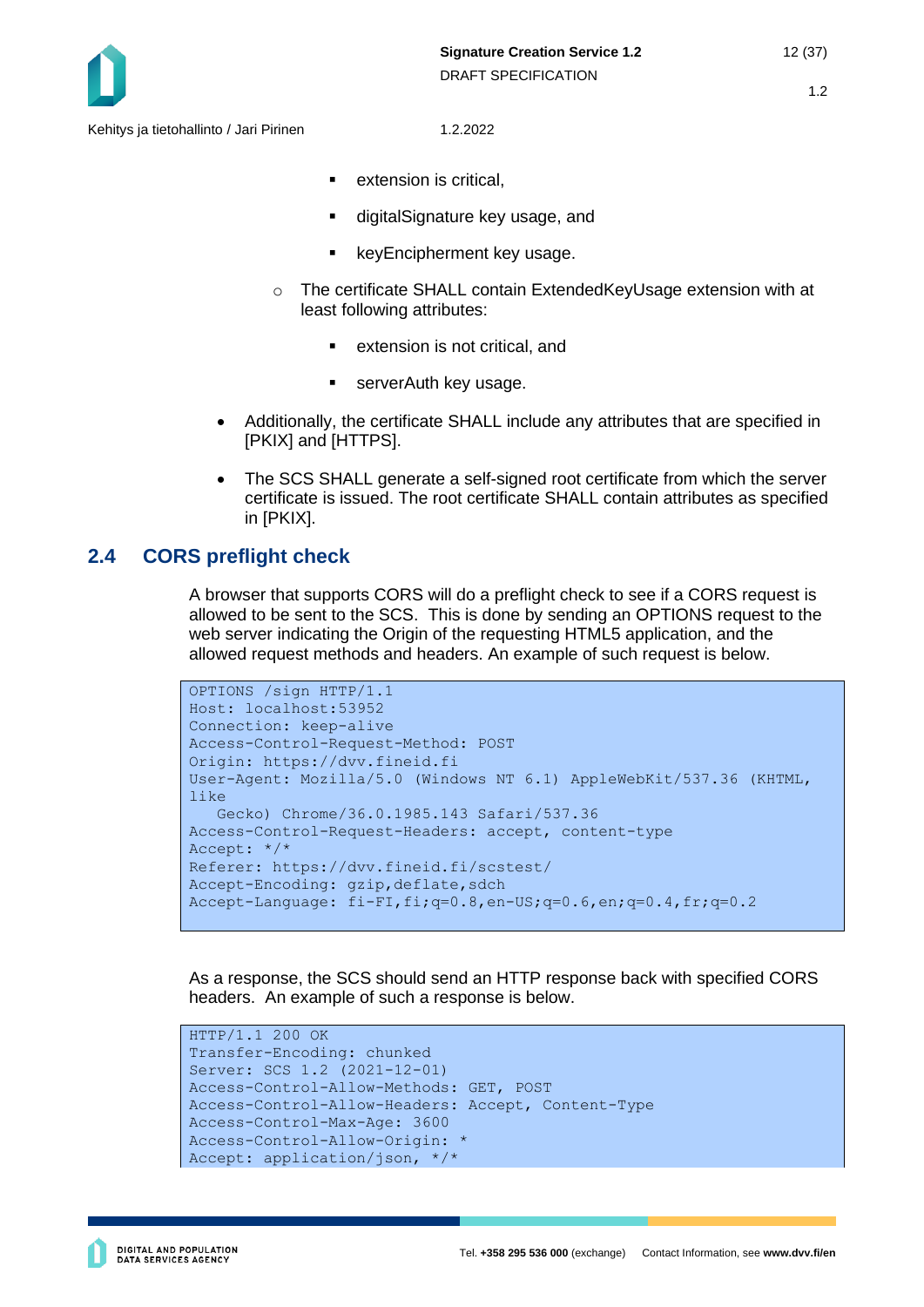- extension is critical,
        - digitalSignature key usage, and
        - keyEncipherment key usage.
    - The certificate SHALL contain ExtendedKeyUsage extension with at least following attributes:
        - extension is not critical, and
        - serverAuth key usage.

- Additionally, the certificate SHALL include any attributes that are specified in [PKIX] and [HTTPS].
- The SCS SHALL generate a self-signed root certificate from which the server certificate is issued. The root certificate SHALL contain attributes as specified in [PKIX].

## 2.4 CORS preflight check

A browser that supports CORS will do a preflight check to see if a CORS request is allowed to be sent to the SCS. This is done by sending an OPTIONS request to the web server indicating the Origin of the requesting HTML5 application, and the allowed request methods and headers. An example of such request is below.

```
OPTIONS /sign HTTP/1.1
Host: localhost:53952
Connection: keep-alive
Access-Control-Request-Method: POST
Origin: https://dvv.fineid.fi
User-Agent: Mozilla/5.0 (Windows NT 6.1) AppleWebKit/537.36 (KHTML, like
   Gecko) Chrome/36.0.1985.143 Safari/537.36
Access-Control-Request-Headers: accept, content-type
Accept: */*
Referer: https://dvv.fineid.fi/scstest/
Accept-Encoding: gzip,deflate,sdch
Accept-Language: fi-FI,fi;q=0.8,en-US;q=0.6,en;q=0.4,fr;q=0.2
```

As a response, the SCS should send an HTTP response back with specified CORS headers. An example of such a response is below.

```
HTTP/1.1 200 OK
Transfer-Encoding: chunked
Server: SCS 1.2 (2021-12-01)
Access-Control-Allow-Methods: GET, POST
Access-Control-Allow-Headers: Accept, Content-Type
Access-Control-Max-Age: 3600
Access-Control-Allow-Origin: *
Accept: application/json, */*
```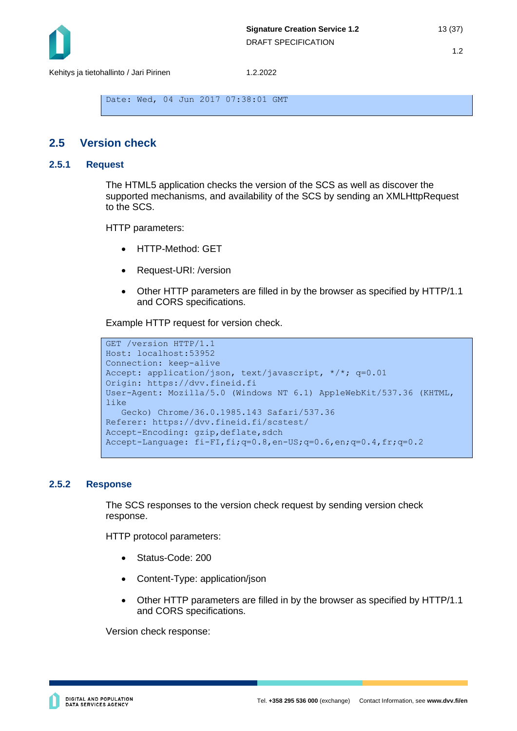```
Date: Wed, 04 Jun 2017 07:38:01 GMT
```

## 2.5 Version check

### 2.5.1 Request

The HTML5 application checks the version of the SCS as well as discover the supported mechanisms, and availability of the SCS by sending an XMLHttpRequest to the SCS.

HTTP parameters:

- HTTP-Method: GET
- Request-URI: /version
- Other HTTP parameters are filled in by the browser as specified by HTTP/1.1 and CORS specifications.

Example HTTP request for version check.

```
GET /version HTTP/1.1
Host: localhost:53952
Connection: keep-alive
Accept: application/json, text/javascript, */*; q=0.01
Origin: https://dvv.fineid.fi
User-Agent: Mozilla/5.0 (Windows NT 6.1) AppleWebKit/537.36 (KHTML,
like
   Gecko) Chrome/36.0.1985.143 Safari/537.36
Referer: https://dvv.fineid.fi/scstest/
Accept-Encoding: gzip,deflate,sdch
Accept-Language: fi-FI,fi;q=0.8,en-US;q=0.6,en;q=0.4,fr;q=0.2
```

### 2.5.2 Response

The SCS responses to the version check request by sending version check response.

HTTP protocol parameters:

- Status-Code: 200
- Content-Type: application/json
- Other HTTP parameters are filled in by the browser as specified by HTTP/1.1 and CORS specifications.

Version check response: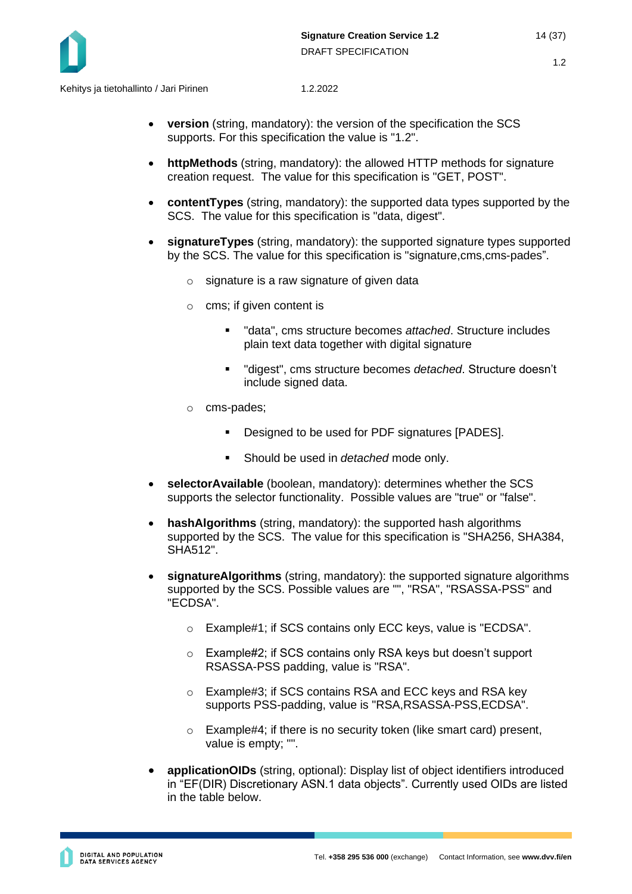- **version** (string, mandatory): the version of the specification the SCS supports. For this specification the value is "1.2".

- **httpMethods** (string, mandatory): the allowed HTTP methods for signature creation request. The value for this specification is "GET, POST".

- **contentTypes** (string, mandatory): the supported data types supported by the SCS. The value for this specification is "data, digest".

- **signatureTypes** (string, mandatory): the supported signature types supported by the SCS. The value for this specification is "signature,cms,cms-pades".
    - signature is a raw signature of given data
    - cms; if given content is
        - "data", cms structure becomes *attached*. Structure includes plain text data together with digital signature
        - "digest", cms structure becomes *detached*. Structure doesn't include signed data.
    - cms-pades;
        - Designed to be used for PDF signatures [PADES].
        - Should be used in *detached* mode only.

- **selectorAvailable** (boolean, mandatory): determines whether the SCS supports the selector functionality. Possible values are "true" or "false".

- **hashAlgorithms** (string, mandatory): the supported hash algorithms supported by the SCS. The value for this specification is "SHA256, SHA384, SHA512".

- **signatureAlgorithms** (string, mandatory): the supported signature algorithms supported by the SCS. Possible values are "", "RSA", "RSASSA-PSS" and "ECDSA".
    - Example#1; if SCS contains only ECC keys, value is "ECDSA".
    - Example#2; if SCS contains only RSA keys but doesn't support RSASSA-PSS padding, value is "RSA".
    - Example#3; if SCS contains RSA and ECC keys and RSA key supports PSS-padding, value is "RSA,RSASSA-PSS,ECDSA".
    - Example#4; if there is no security token (like smart card) present, value is empty; "".

- **applicationOIDs** (string, optional): Display list of object identifiers introduced in "EF(DIR) Discretionary ASN.1 data objects". Currently used OIDs are listed in the table below.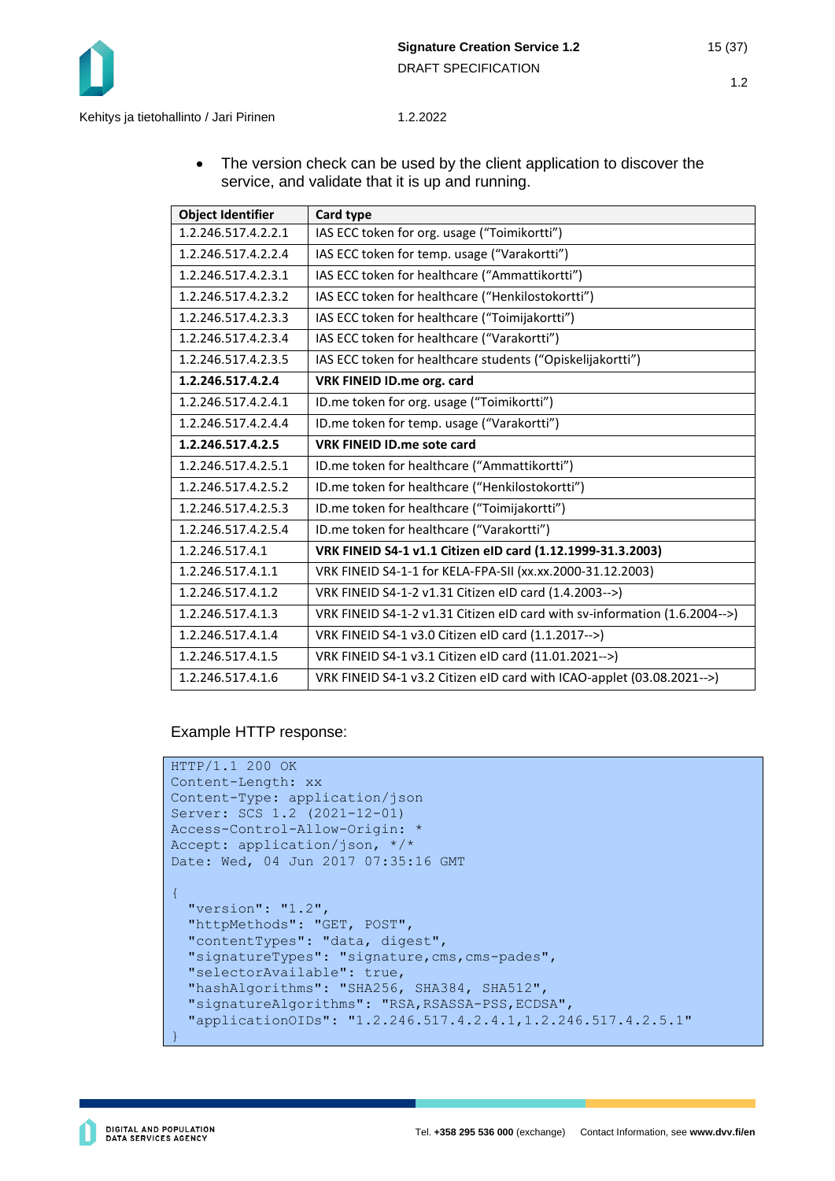- The version check can be used by the client application to discover the service, and validate that it is up and running.

| Object Identifier | Card type |
|---|---|
| 1.2.246.517.4.2.2.1 | IAS ECC token for org. usage (“Toimikortti”) |
| 1.2.246.517.4.2.2.4 | IAS ECC token for temp. usage (“Varakortti”) |
| 1.2.246.517.4.2.3.1 | IAS ECC token for healthcare (“Ammattikortti”) |
| 1.2.246.517.4.2.3.2 | IAS ECC token for healthcare (“Henkilostokortti”) |
| 1.2.246.517.4.2.3.3 | IAS ECC token for healthcare (“Toimijakortti”) |
| 1.2.246.517.4.2.3.4 | IAS ECC token for healthcare (“Varakortti”) |
| 1.2.246.517.4.2.3.5 | IAS ECC token for healthcare students (“Opiskelijakortti”) |
| **1.2.246.517.4.2.4** | **VRK FINEID ID.me org. card** |
| 1.2.246.517.4.2.4.1 | ID.me token for org. usage (“Toimikortti”) |
| 1.2.246.517.4.2.4.4 | ID.me token for temp. usage (“Varakortti”) |
| **1.2.246.517.4.2.5** | **VRK FINEID ID.me sote card** |
| 1.2.246.517.4.2.5.1 | ID.me token for healthcare (“Ammattikortti”) |
| 1.2.246.517.4.2.5.2 | ID.me token for healthcare (“Henkilostokortti”) |
| 1.2.246.517.4.2.5.3 | ID.me token for healthcare (“Toimijakortti”) |
| 1.2.246.517.4.2.5.4 | ID.me token for healthcare (“Varakortti”) |
| 1.2.246.517.4.1 | **VRK FINEID S4-1 v1.1 Citizen eID card (1.12.1999-31.3.2003)** |
| 1.2.246.517.4.1.1 | VRK FINEID S4-1-1 for KELA-FPA-SII (xx.xx.2000-31.12.2003) |
| 1.2.246.517.4.1.2 | VRK FINEID S4-1-2 v1.31 Citizen eID card (1.4.2003-->) |
| 1.2.246.517.4.1.3 | VRK FINEID S4-1-2 v1.31 Citizen eID card with sv-information (1.6.2004-->) |
| 1.2.246.517.4.1.4 | VRK FINEID S4-1 v3.0 Citizen eID card (1.1.2017-->) |
| 1.2.246.517.4.1.5 | VRK FINEID S4-1 v3.1 Citizen eID card (11.01.2021-->) |
| 1.2.246.517.4.1.6 | VRK FINEID S4-1 v3.2 Citizen eID card with ICAO-applet (03.08.2021-->) |

Example HTTP response:

```
HTTP/1.1 200 OK
Content-Length: xx
Content-Type: application/json
Server: SCS 1.2 (2021-12-01)
Access-Control-Allow-Origin: *
Accept: application/json, */*
Date: Wed, 04 Jun 2017 07:35:16 GMT

{
  "version": "1.2",
  "httpMethods": "GET, POST",
  "contentTypes": "data, digest",
  "signatureTypes": "signature,cms,cms-pades",
  "selectorAvailable": true,
  "hashAlgorithms": "SHA256, SHA384, SHA512",
  "signatureAlgorithms": "RSA,RSASSA-PSS,ECDSA",
  "applicationOIDs": "1.2.246.517.4.2.4.1,1.2.246.517.4.2.5.1"
}
```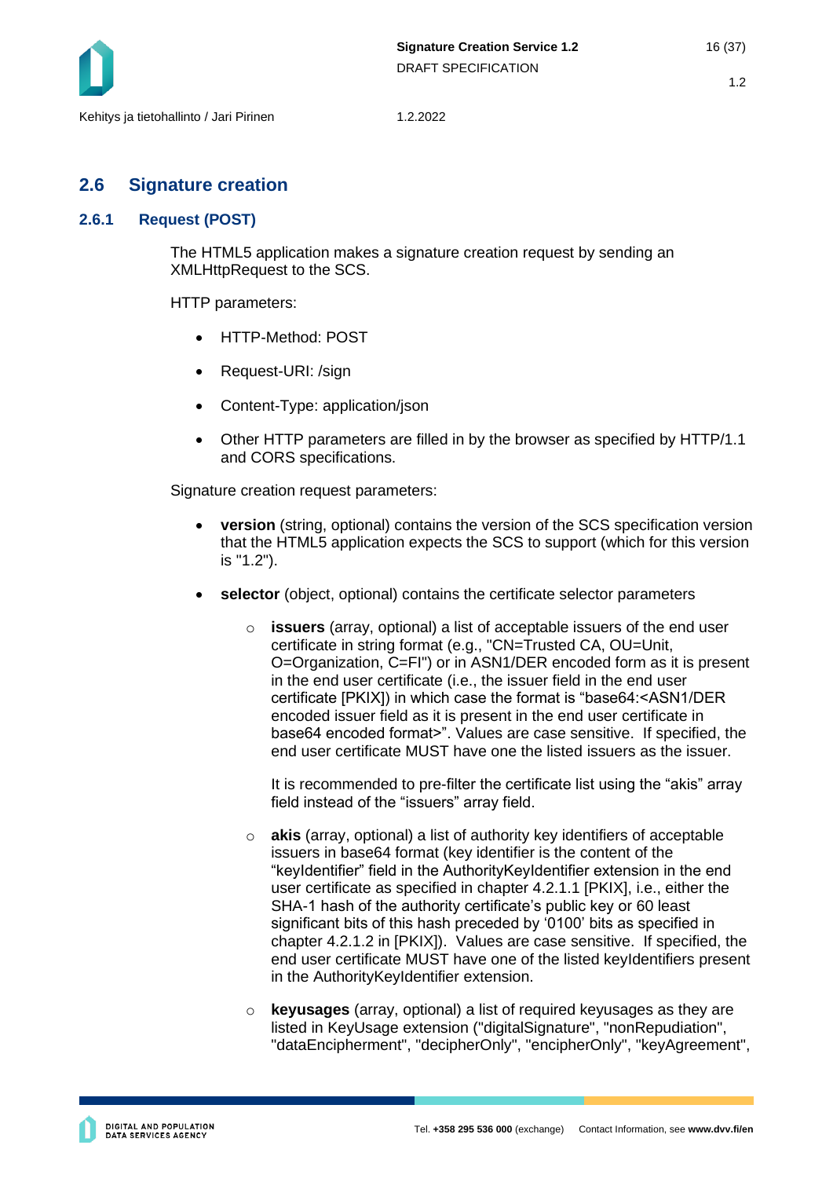## 2.6 Signature creation

### 2.6.1 Request (POST)

The HTML5 application makes a signature creation request by sending an XMLHttpRequest to the SCS.

HTTP parameters:

- HTTP-Method: POST
- Request-URI: /sign
- Content-Type: application/json
- Other HTTP parameters are filled in by the browser as specified by HTTP/1.1 and CORS specifications.

Signature creation request parameters:

- **version** (string, optional) contains the version of the SCS specification version that the HTML5 application expects the SCS to support (which for this version is "1.2").
- **selector** (object, optional) contains the certificate selector parameters
    - **issuers** (array, optional) a list of acceptable issuers of the end user certificate in string format (e.g., "CN=Trusted CA, OU=Unit, O=Organization, C=FI") or in ASN1/DER encoded form as it is present in the end user certificate (i.e., the issuer field in the end user certificate [PKIX]) in which case the format is "base64:<ASN1/DER encoded issuer field as it is present in the end user certificate in base64 encoded format>". Values are case sensitive. If specified, the end user certificate MUST have one the listed issuers as the issuer.

      It is recommended to pre-filter the certificate list using the "akis" array field instead of the "issuers" array field.
    - **akis** (array, optional) a list of authority key identifiers of acceptable issuers in base64 format (key identifier is the content of the "keyIdentifier" field in the AuthorityKeyIdentifier extension in the end user certificate as specified in chapter 4.2.1.1 [PKIX], i.e., either the SHA-1 hash of the authority certificate's public key or 60 least significant bits of this hash preceded by '0100' bits as specified in chapter 4.2.1.2 in [PKIX]). Values are case sensitive. If specified, the end user certificate MUST have one of the listed keyIdentifiers present in the AuthorityKeyIdentifier extension.
    - **keyusages** (array, optional) a list of required keyusages as they are listed in KeyUsage extension ("digitalSignature", "nonRepudiation", "dataEncipherment", "decipherOnly", "encipherOnly", "keyAgreement",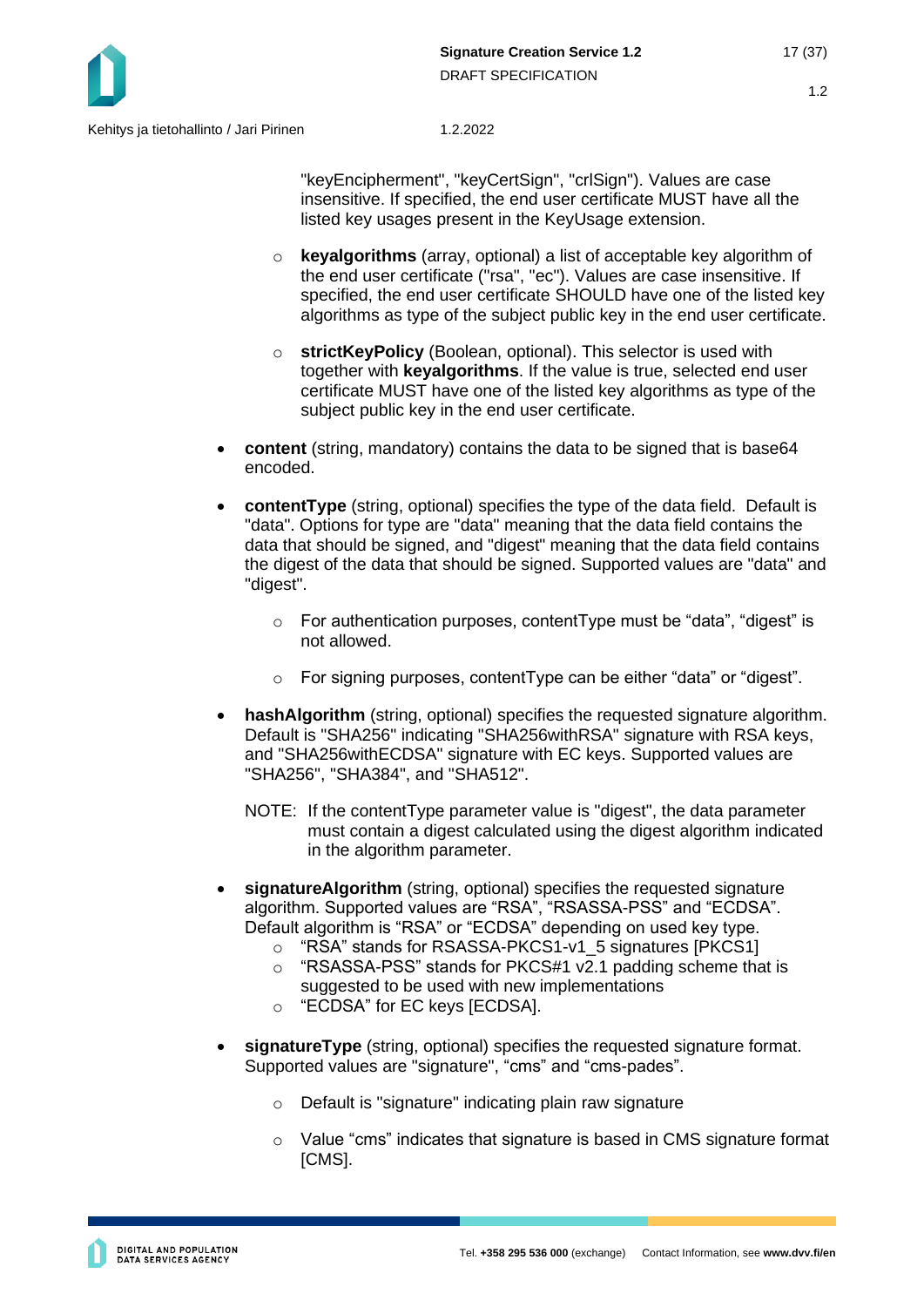"keyEncipherment", "keyCertSign", "crlSign"). Values are case insensitive. If specified, the end user certificate MUST have all the listed key usages present in the KeyUsage extension.

    - **keyalgorithms** (array, optional) a list of acceptable key algorithm of the end user certificate ("rsa", "ec"). Values are case insensitive. If specified, the end user certificate SHOULD have one of the listed key algorithms as type of the subject public key in the end user certificate.

    - **strictKeyPolicy** (Boolean, optional). This selector is used with together with **keyalgorithms**. If the value is true, selected end user certificate MUST have one of the listed key algorithms as type of the subject public key in the end user certificate.

- **content** (string, mandatory) contains the data to be signed that is base64 encoded.

- **contentType** (string, optional) specifies the type of the data field. Default is "data". Options for type are "data" meaning that the data field contains the data that should be signed, and "digest" meaning that the data field contains the digest of the data that should be signed. Supported values are "data" and "digest".

    - For authentication purposes, contentType must be “data”, “digest” is not allowed.

    - For signing purposes, contentType can be either “data” or “digest”.

- **hashAlgorithm** (string, optional) specifies the requested signature algorithm. Default is "SHA256" indicating "SHA256withRSA" signature with RSA keys, and "SHA256withECDSA" signature with EC keys. Supported values are "SHA256", "SHA384", and "SHA512".

  NOTE: If the contentType parameter value is "digest", the data parameter must contain a digest calculated using the digest algorithm indicated in the algorithm parameter.

- **signatureAlgorithm** (string, optional) specifies the requested signature algorithm. Supported values are “RSA”, “RSASSA-PSS” and “ECDSA”. Default algorithm is “RSA” or “ECDSA” depending on used key type.
    - “RSA” stands for RSASSA-PKCS1-v1_5 signatures [PKCS1]
    - “RSASSA-PSS” stands for PKCS#1 v2.1 padding scheme that is suggested to be used with new implementations
    - “ECDSA” for EC keys [ECDSA].

- **signatureType** (string, optional) specifies the requested signature format. Supported values are "signature", “cms” and “cms-pades”.

    - Default is "signature" indicating plain raw signature

    - Value “cms” indicates that signature is based in CMS signature format [CMS].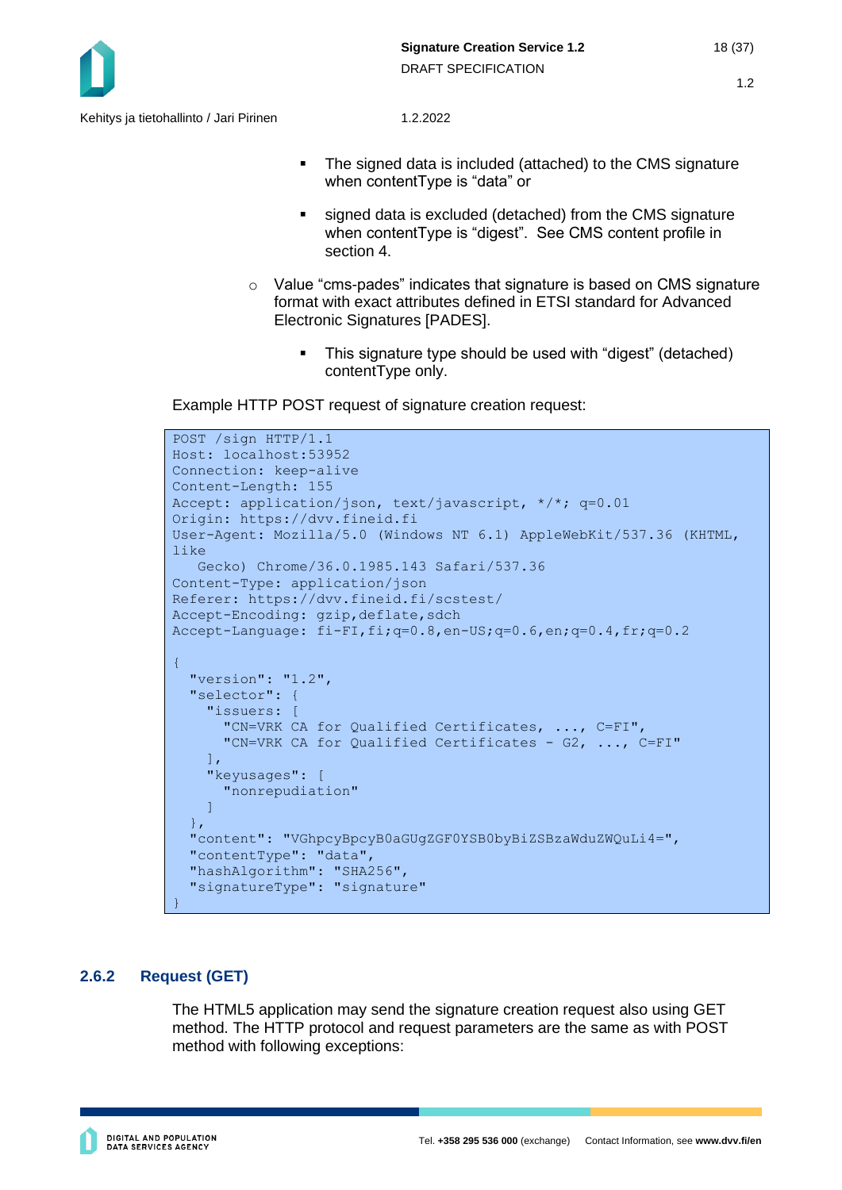- The signed data is included (attached) to the CMS signature when contentType is “data” or
- signed data is excluded (detached) from the CMS signature when contentType is “digest”. See CMS content profile in section 4.

  - Value “cms-pades” indicates that signature is based on CMS signature format with exact attributes defined in ETSI standard for Advanced Electronic Signatures [PADES].
    - This signature type should be used with “digest” (detached) contentType only.

Example HTTP POST request of signature creation request:

```
POST /sign HTTP/1.1
Host: localhost:53952
Connection: keep-alive
Content-Length: 155
Accept: application/json, text/javascript, */*; q=0.01
Origin: https://dvv.fineid.fi
User-Agent: Mozilla/5.0 (Windows NT 6.1) AppleWebKit/537.36 (KHTML, like
   Gecko) Chrome/36.0.1985.143 Safari/537.36
Content-Type: application/json
Referer: https://dvv.fineid.fi/scstest/
Accept-Encoding: gzip,deflate,sdch
Accept-Language: fi-FI,fi;q=0.8,en-US;q=0.6,en;q=0.4,fr;q=0.2

{
  "version": "1.2",
  "selector": {
    "issuers: [
      "CN=VRK CA for Qualified Certificates, ..., C=FI",
      "CN=VRK CA for Qualified Certificates - G2, ..., C=FI"
    ],
    "keyusages": [
      "nonrepudiation"
    ]
  },
  "content": "VGhpcyBpcyB0aGUgZGF0YSB0byBiZSBzaWduZWQuLi4=",
  "contentType": "data",
  "hashAlgorithm": "SHA256",
  "signatureType": "signature"
}
```

### 2.6.2 Request (GET)

The HTML5 application may send the signature creation request also using GET method. The HTTP protocol and request parameters are the same as with POST method with following exceptions: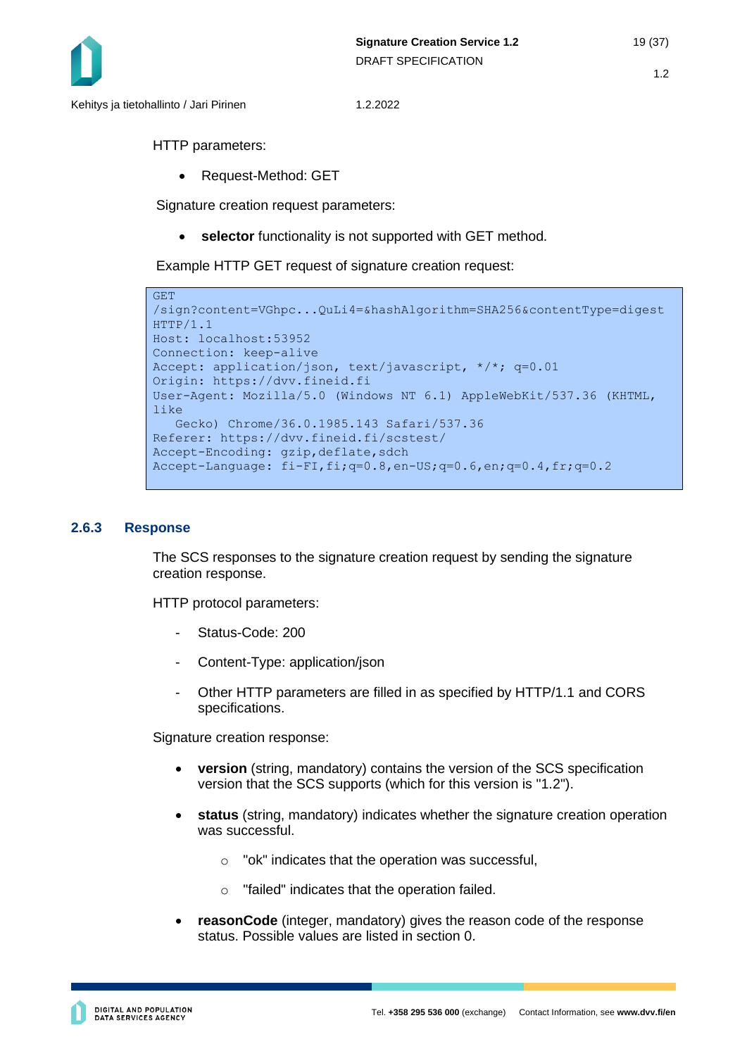HTTP parameters:

- Request-Method: GET

Signature creation request parameters:

- **selector** functionality is not supported with GET method.

Example HTTP GET request of signature creation request:

```
GET
/sign?content=VGhpc...QuLi4=&hashAlgorithm=SHA256&contentType=digest
HTTP/1.1
Host: localhost:53952
Connection: keep-alive
Accept: application/json, text/javascript, */*; q=0.01
Origin: https://dvv.fineid.fi
User-Agent: Mozilla/5.0 (Windows NT 6.1) AppleWebKit/537.36 (KHTML,
like
   Gecko) Chrome/36.0.1985.143 Safari/537.36
Referer: https://dvv.fineid.fi/scstest/
Accept-Encoding: gzip,deflate,sdch
Accept-Language: fi-FI,fi;q=0.8,en-US;q=0.6,en;q=0.4,fr;q=0.2
```

### 2.6.3 Response

The SCS responses to the signature creation request by sending the signature creation response.

HTTP protocol parameters:

- Status-Code: 200
- Content-Type: application/json
- Other HTTP parameters are filled in as specified by HTTP/1.1 and CORS specifications.

Signature creation response:

- **version** (string, mandatory) contains the version of the SCS specification version that the SCS supports (which for this version is "1.2").
- **status** (string, mandatory) indicates whether the signature creation operation was successful.
  - "ok" indicates that the operation was successful,
  - "failed" indicates that the operation failed.
- **reasonCode** (integer, mandatory) gives the reason code of the response status. Possible values are listed in section 0.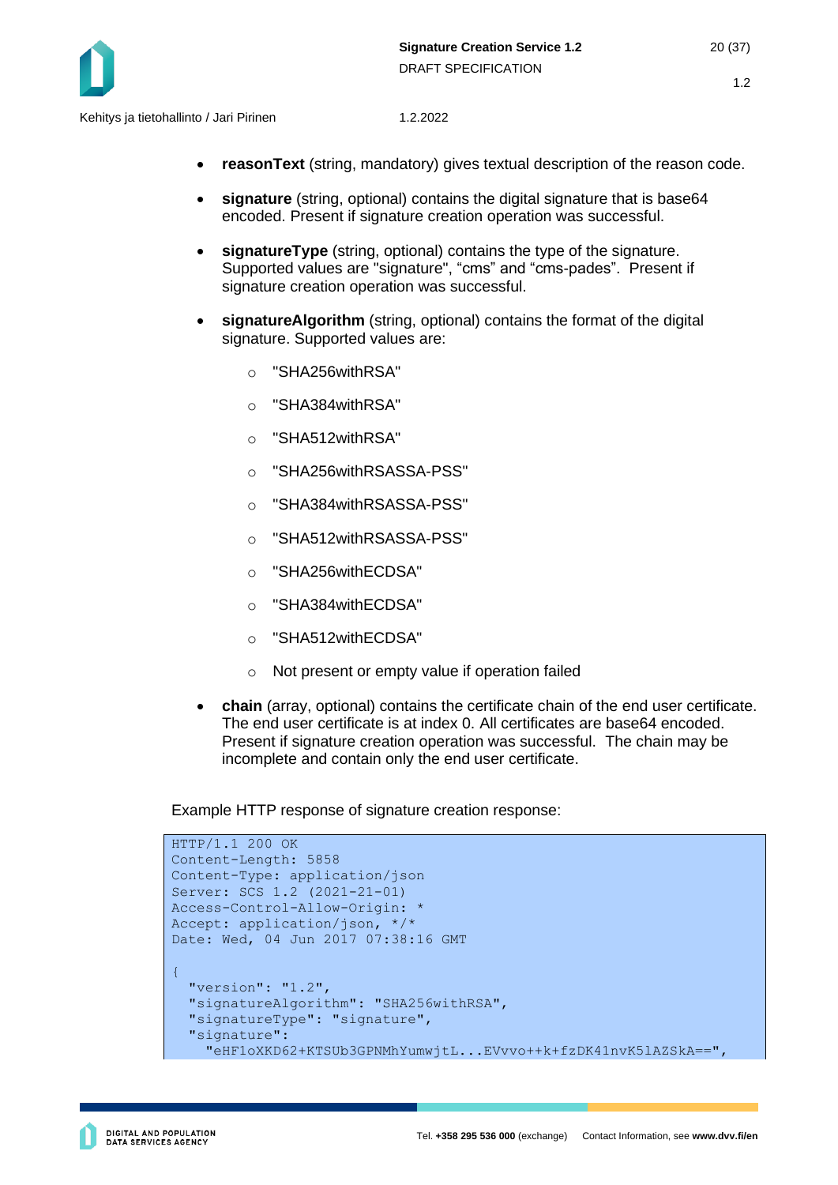- **reasonText** (string, mandatory) gives textual description of the reason code.
- **signature** (string, optional) contains the digital signature that is base64 encoded. Present if signature creation operation was successful.
- **signatureType** (string, optional) contains the type of the signature. Supported values are "signature", “cms” and “cms-pades”. Present if signature creation operation was successful.
- **signatureAlgorithm** (string, optional) contains the format of the digital signature. Supported values are:
  - "SHA256withRSA"
  - "SHA384withRSA"
  - "SHA512withRSA"
  - "SHA256withRSASSA-PSS"
  - "SHA384withRSASSA-PSS"
  - "SHA512withRSASSA-PSS"
  - "SHA256withECDSA"
  - "SHA384withECDSA"
  - "SHA512withECDSA"
  - Not present or empty value if operation failed
- **chain** (array, optional) contains the certificate chain of the end user certificate. The end user certificate is at index 0. All certificates are base64 encoded. Present if signature creation operation was successful. The chain may be incomplete and contain only the end user certificate.

Example HTTP response of signature creation response:

```
HTTP/1.1 200 OK
Content-Length: 5858
Content-Type: application/json
Server: SCS 1.2 (2021-21-01)
Access-Control-Allow-Origin: *
Accept: application/json, */*
Date: Wed, 04 Jun 2017 07:38:16 GMT

{
  "version": "1.2",
  "signatureAlgorithm": "SHA256withRSA",
  "signatureType": "signature",
  "signature":
    "eHF1oXKD62+KTSUb3GPNMhYumwjtL...EVvvo++k+fzDK41nvK51AZSkA==",
```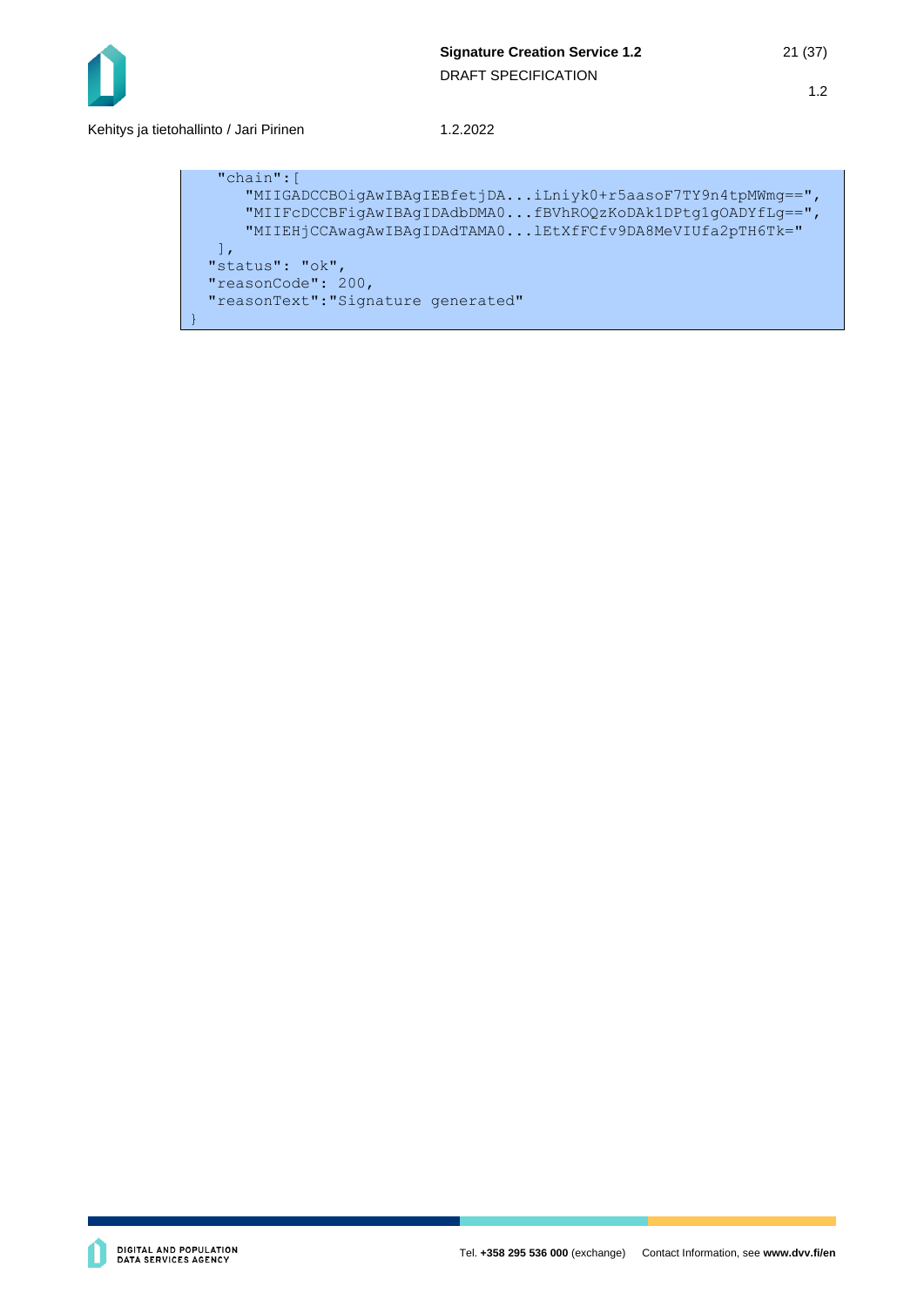```
    "chain":[
       "MIIGADCCBOigAwIBAgIEBfetjDA...iLniyk0+r5aasoF7TY9n4tpMWmg==",
       "MIIFcDCCBFigAwIBAgIDAdbDMA0...fBVhROQzKoDAk1DPtg1gOADYfLg==",
       "MIIEHjCCAwagAwIBAgIDAdTAMA0...lEtXfFCfv9DA8MeVIUfa2pTH6Tk="
   ],
  "status": "ok",
  "reasonCode": 200,
  "reasonText":"Signature generated"
}
```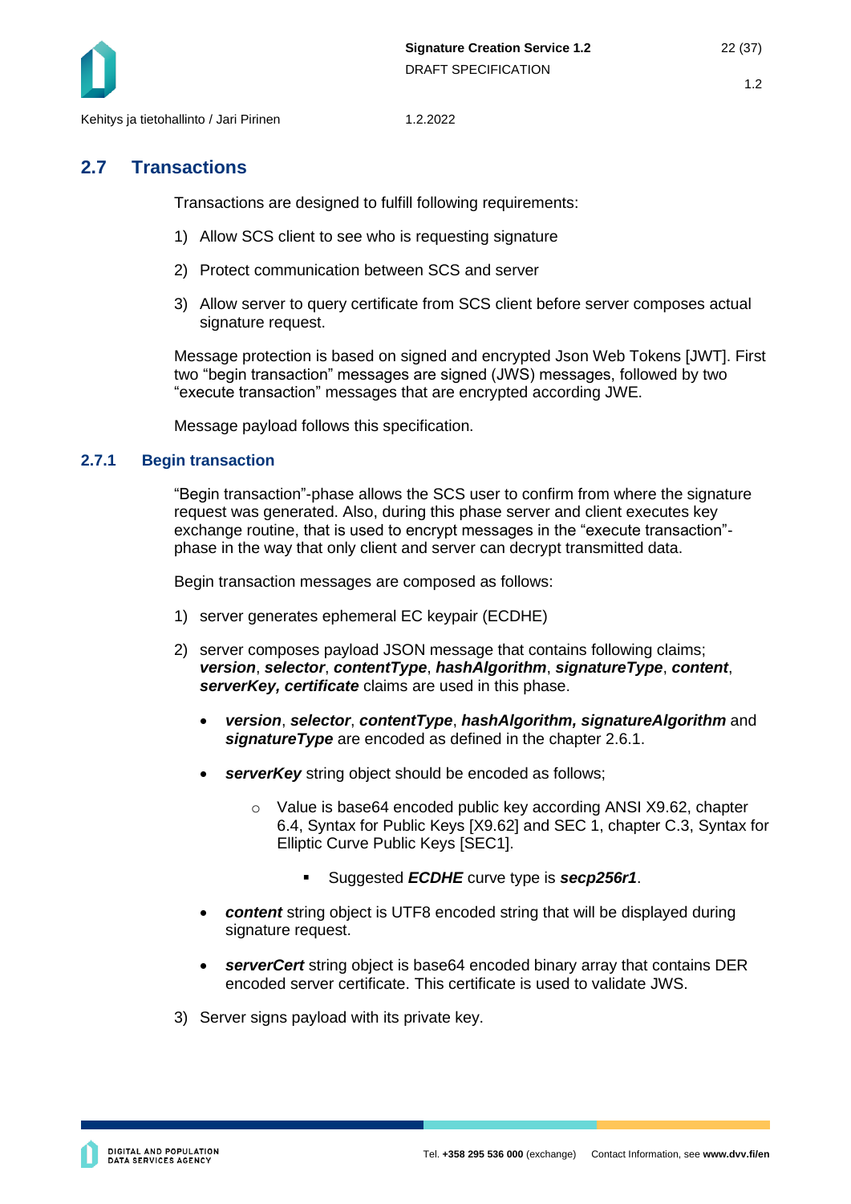## 2.7 Transactions

Transactions are designed to fulfill following requirements:

1) Allow SCS client to see who is requesting signature
2) Protect communication between SCS and server
3) Allow server to query certificate from SCS client before server composes actual signature request.

Message protection is based on signed and encrypted Json Web Tokens [JWT]. First two "begin transaction" messages are signed (JWS) messages, followed by two "execute transaction" messages that are encrypted according JWE.

Message payload follows this specification.

### 2.7.1 Begin transaction

"Begin transaction"-phase allows the SCS user to confirm from where the signature request was generated. Also, during this phase server and client executes key exchange routine, that is used to encrypt messages in the "execute transaction"-phase in the way that only client and server can decrypt transmitted data.

Begin transaction messages are composed as follows:

1) server generates ephemeral EC keypair (ECDHE)
2) server composes payload JSON message that contains following claims; ***version***, ***selector***, ***contentType***, ***hashAlgorithm***, ***signatureType***, ***content***, ***serverKey, certificate*** claims are used in this phase.
   - ***version***, ***selector***, ***contentType***, ***hashAlgorithm, signatureAlgorithm*** and ***signatureType*** are encoded as defined in the chapter 2.6.1.
   - ***serverKey*** string object should be encoded as follows;
     - Value is base64 encoded public key according ANSI X9.62, chapter 6.4, Syntax for Public Keys [X9.62] and SEC 1, chapter C.3, Syntax for Elliptic Curve Public Keys [SEC1].
       - Suggested ***ECDHE*** curve type is ***secp256r1***.
   - ***content*** string object is UTF8 encoded string that will be displayed during signature request.
   - ***serverCert*** string object is base64 encoded binary array that contains DER encoded server certificate. This certificate is used to validate JWS.
3) Server signs payload with its private key.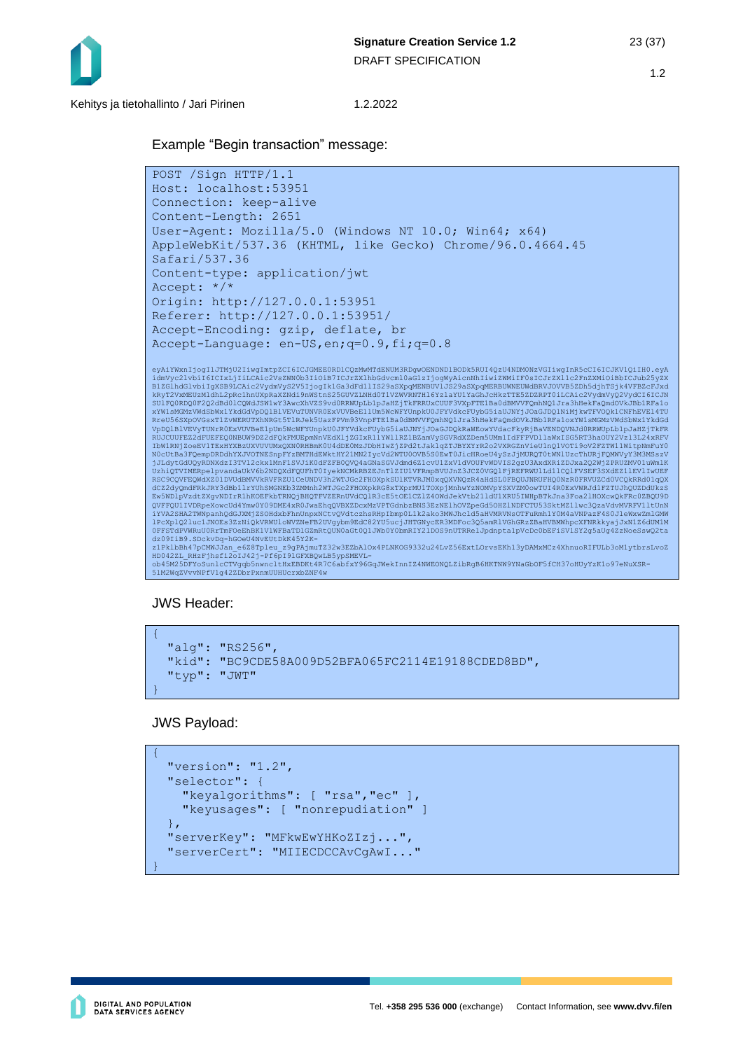Example “Begin transaction” message:

```
POST /Sign HTTP/1.1
Host: localhost:53951
Connection: keep-alive
Content-Length: 2651
User-Agent: Mozilla/5.0 (Windows NT 10.0; Win64; x64)
AppleWebKit/537.36 (KHTML, like Gecko) Chrome/96.0.4664.45
Safari/537.36
Content-type: application/jwt
Accept: */*
Origin: http://127.0.0.1:53951
Referer: http://127.0.0.1:53951/
Accept-Encoding: gzip, deflate, br
Accept-Language: en-US,en;q=0.9,fi;q=0.8

eyAiYWxnIjogIlJTMjU2IiwgImtpZCI6ICJGMEE0RDlCQzMwMTdENUM3RDgwOENDNDlBODk5RUI4QzU4NDM0NzVGIiwgInR5cCI6ICJKV1QiIH0.eyA
idmVyc2lvbiI6ICIxLjIiLCAic2VsZWN0b3IiOiB7ICJrZXlhbGdvcml0aG1zIjogWyAicnNhIiwiZWMiIF0sICJrZXl1c2FnZXMiOiBbICJub25yZX
B1ZGlhdGlvbiIgXSB9LCAic2VydmVyS2V5IjogIk1Ga3dFd1lIS29aSXpqMENBUVlJS29aSXpqMERBUWNEUWdBRVJOVVB5ZDh5djhTSjk4VFBZcFJxd
kRyT2VxMEUzMldhL2pRc1hnUXpRaXZNdi9nWStnS25GUVZLNHd0T1VZWVRNTHl6YzlaYU1YaGhJcHkzTTE5ZDZRPT0iLCAic2VydmVyQ2VydCI6ICJN
SUlFQ0RDQ0F2Z2dBd0lCQWdJSW1wY3AwcXhVZS9vd0RRWUpLb1pJaHZjTkFRRUxCUUF3VXpFTE1Ba0dBMVVFQmhNQ1Jra3hHekFaQmdOVkJBb1RFa1o
xYW1sMGMzVWdSbWxlYkdGdVpDQlBlVEVuTUNVR0ExVUVBeE1lUm5WcWFYUnpkU0JFYVdkcFUybG5iaUJNYjJOaGJDQlNiMjkwTFVOQk1CNFhEVE14TU
RreU56SXpOVGsxT1ZvWERUTXhNRGt5T1RJek5UazFPVm93VnpFTE1Ba0dBMVVFQmhNQ1Jra3hHekFaQmdOVkJBb1RFa1oxYW1sMGMzVWdSbWxlYkdGd
VpDQlBlVEVyTUNrR0ExVUVBeE1pUm5WcWFYUnpkU0JFYVdkcFUybG5iaUJNYjJOaGJDQkRaWEowYVdacFkyRjBaVENDQVNJd0RRWUpLb1pJaHZjTkFR
RUJCUUFEZ2dFUEFEQ0NBUW9DZ2dFQkFMUEpmNnVEdXljZGIxR1lYW11RZ1BZamYySGVRdXZDem5UMm1IdFFPVDllaWxISG5RT3haOUY2Vzl3L24xRFV
IbW1RNjZoeEV1TExHYXBzUXVUVUMxQXN0RHBmK0U4dDE0MzJDbHIwZjZPd2tJaklqZTJBYXYrR2o2VXRGZnVieU1nQ1VOTi9oV2FZTW11WitpNmFuY0
N0cUtBa3FQempDRDdhYXJVOTNESnpFYzBMTHdEWktHY21MN2IycVd2WTU0OVB5S0EwT0JicHRoeU4ySzJjMURQT0tWNlUzcThURjFQMWVyY3M3MSszV
jJLdytGdUQyRDNXdzI3TVl2ckxlMnF1SVJiK0dFZFB0QVQ4aGNaSGVJdmd6Z1cvU1ZxV1dVOUFvWDVIS2gzU3AxdXRiZDJxa2Q2WjZPRUZMV01uWmlK
UzhiQTVIMERpelpvandaUkV6b2NDQXdFQUFhT0IyekNCMkRBZEJnTlZIU1VFRmpBVUJnZ3JCZ0VGQlFjREFRWUlLd1lCQlFVSEF3SXdEZ1lEVlIwUEF
RSC9CQVFEQWdXZ01DVUdBMVVkRVFRZU1CeUNDV3h2WTJGc2FHOXpkSUlKTVRJM0xqQXVNQzR4aHdSL0FBQUJNRUFHQ0NzR0FRVUZCd0VCQkRRd01qQX
dCZ2dyQmdFRkJRY3dBb1lrYUhSMGNEb3ZMMnh2WTJGc2FHOXpkRG8xTXprMU1TOXpjMnhwYzNOMVpYSXVZM0owTUI4R0ExVWRJd1FZTUJhQUZDdUkzS
Ew5WDlpVzdtZXgvNDIrR1hKOEFkbTRNQjBHQTFVZERnUVdCQlR3cE5tOE1CZ1Z4OWdJekVtb211dU1XRU5IWHpBTkJna3Foa2lHOXcwQkFRc0ZBQU9D
QVFFQU1IVDRpeXowcUd4Ymw0Y09DME4xR0JwaEhqQVBXZDcxMzVPTGdnbzBNS3EzNE1hOVZpeGd5OHZlNDFCTU53SktMZ1lwc3QzaVdvMVRFV1ltUnN
iYVA2SHA2TWNpanhQdGJXMjZSOHdxbFhnUnpxNCtvQVdtczhsRHpIbmp0L1k2ako3MWJhcld5aHVMRVNsOTFuRmh1Y0M4aVNPazF4S0JleWxwZmlGMW
lPcXplQ2luc1JNOEs3ZzNiQkVRWU1oWVZNeFB2UVgybm9EdC82YU5ucjJHTGNycER3MDFoc3Q5amRlVGhGRzZBaHVBMWhpcXFNRkkyajJxN1Z6dUM1M
0FFSTdPVWRuU0RrTmFOeEhBK1V1WFBaTDlGZmRtQUN0aGt0Q1JWb0Y0bmRIY21DOS9nUTRRelJpdnpta1pVcDc0bEFiSVlSY2g5aUg4ZzNoeSswQ2ta
dz09IiB9.SDckvDq-hGOeU4NvEUtDkK45Y2K-
z1Pk1bBh47pCMWJJan_e6Z8Tpleu_z9gPAjmuTZ32w3EZbAlOx4PLNKOG9332u24LvZ56ExtLOrvsEKh13yDAMxMCz4XhnuoRIFULb3oMlytbrsLvoZ
HD042ZL_RHzFjhsfi2oIJ42j-Pf6p19lGFXBQwLB5ypSMEVL-
ob45M25DFYoSunlcCTVgqb5nwnc1tHxEBDKt4R7C6abfxY96GqJWekInnIZ4NWEONQLZibRgB6HKTNW9YNaGbOF5fCH37oHUyYzK1o97eNuXSR-
5lM2WqZVvvNPfV1g42ZDbrPxnmUUHUcrxbZNF4w
```

JWS Header:

```
{
  "alg": "RS256",
  "kid": "BC9CDE58A009D52BFA065FC2114E19188CDED8BD",
  "typ": "JWT"
}
```

JWS Payload:

```
{
  "version": "1.2",
  "selector": {
    "keyalgorithms": [ "rsa","ec" ],
    "keyusages": [ "nonrepudiation" ]
  },
  "serverKey": "MFkwEwYHKoZIzj...",
  "serverCert": "MIIECDCCAvCgAwI..."
}
```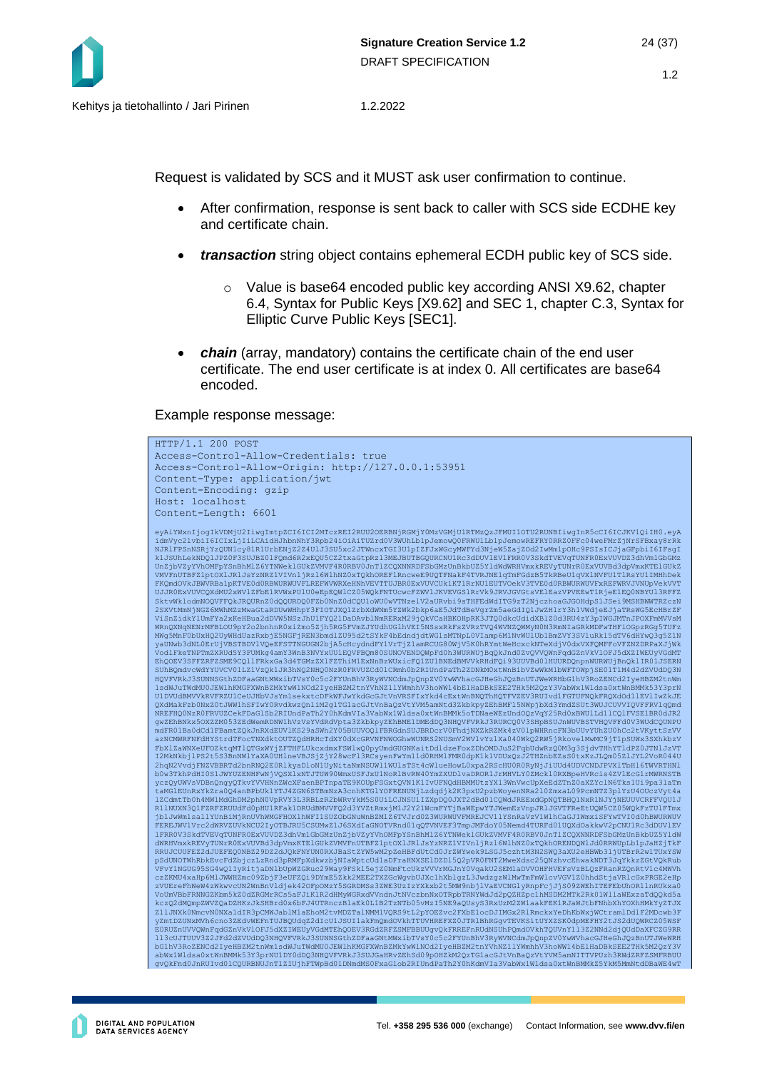Request is validated by SCS and it MUST ask user confirmation to continue.

- After confirmation, response is sent back to caller with SCS side ECDHE key and certificate chain.
- ***transaction*** string object contains ephemeral ECDH public key of SCS side.
    - Value is base64 encoded public key according ANSI X9.62, chapter 6.4, Syntax for Public Keys [X9.62] and SEC 1, chapter C.3, Syntax for Elliptic Curve Public Keys [SEC1].
- ***chain*** (array, mandatory) contains the certificate chain of the end user certificate. The end user certificate is at index 0. All certificates are base64 encoded.

Example response message:

```
HTTP/1.1 200 POST
Access-Control-Allow-Credentials: true
Access-Control-Allow-Origin: http://127.0.0.1:53951
Content-Type: application/jwt
Content-Encoding: gzip
Host: localhost
Content-Length: 6601

eyAiYWxnIjogIkVDMjU2IiwgImtpZCI6ICI2MTczREI2RUU2OERBNjRGMjY0MzVGMjU1RTMzQzJFMUI1OTU2RUNBIiwgInR5cCI6ICJKV1QiIH0.eyA
idmVyc2lvbiI6ICIxLjIiLCAidHJhbnNhY3Rpb24iOiAiTUZrd0V3WUhLb1pJemowQ0FRWUlLb1pJemowREFRY0RRZ0FFc0w4eFMrZjNrSFBxay8rRk
...
gvQkFnd0JnRUIvd0lCQURBNUJnTlZIUjhFTWpBd01DNmdMS0FxaGlob2RIUndPaTh2Y0hKdmVIa3VabWx1Wldsa0xtWnBMMkZ5Y0xMMnNtdDBaWE4wT
```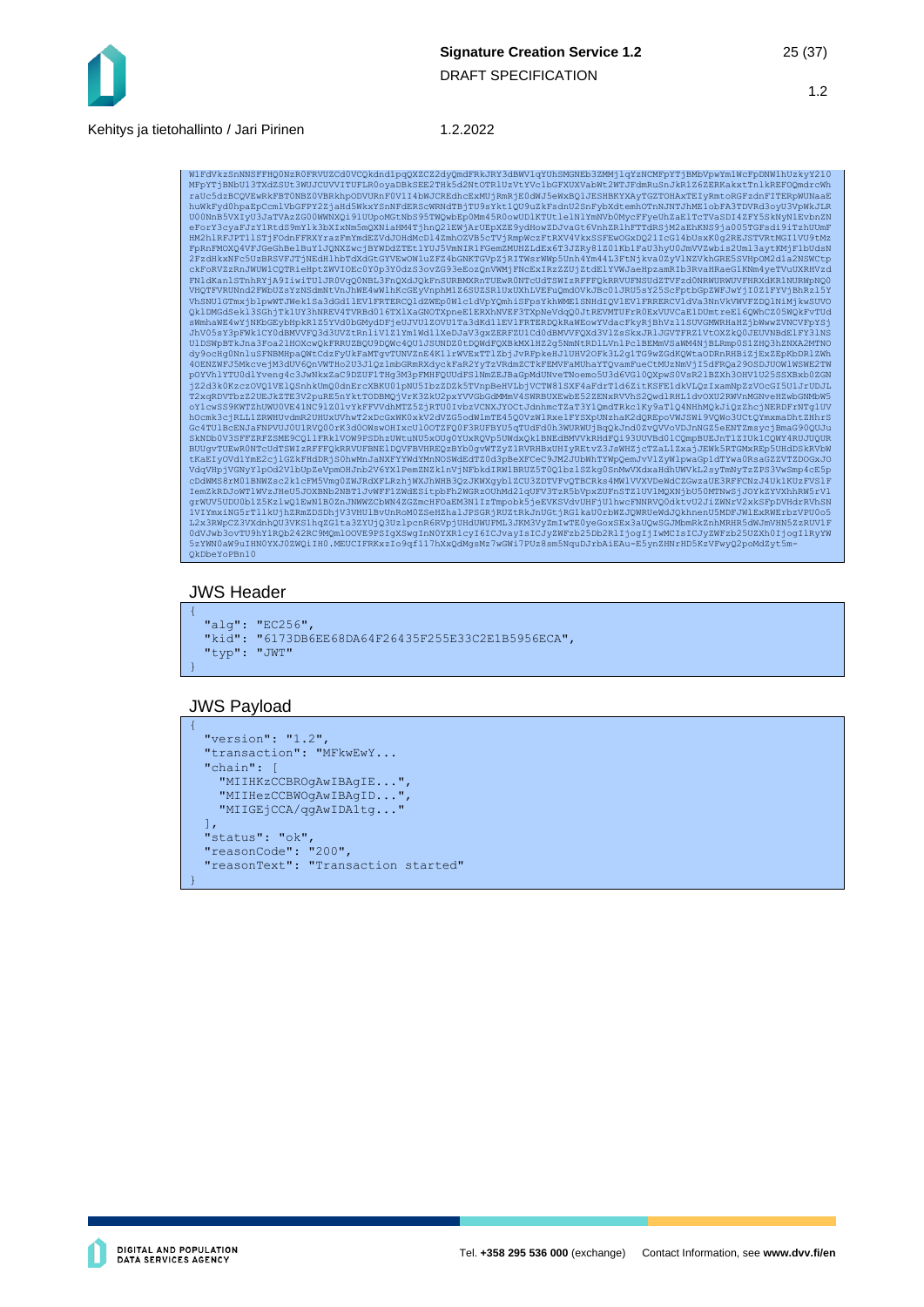```
W1FdVkzSnNNSFFHQ0NzR0FRVUZCd0VCQkdnd1pqQXZCZ2dyQmdFRkJRY3dBWVlqYUhSMGNEb3ZMMjlqYzNCMFpYTjBMbVpwYmlWcFpDNWlhUzkyY210
MFpYTjBNbU13TXdZSUt3WUJCUVVITUFLR0oyaDBkSEE2THk5d2NtOTR1UzVtYVc1bGFXUXVabWt2WTJFdmRuSnJkR1Z6ZERKakxtTnlkREFOQmdrcWh
raUc5dzBCQVEwRkFBT0NBZ0VBRkhpODVURnF0V1I4bWJCREdhcExMUjRmRjE0dWJ5eWxBQ1JESHBKYXAyTGZTOHAxTEIyRmtoRGFzdnFITERpWUNaaE
huWkFyd0hpaEpCcmlVbGFPY2ZjaHd5WkxYSnNFdERScWRNdTBjTU9sYktlQU9uZkFsdnU2SnFybXdtemhOTnNJNTJhMElobFA3TDVRd3oyU3VpWkJLR
U00NnB5VXIyU3JaTVAzZG00WWNXQi91UUpoMGtNbS95TWQwbEp0Mm45R0owUDlKTUtle1NlYmNVb0MycFFyeUhZaElTcTVaSDI4ZFY5SkNyNlEvbnZN
eForY3cyaFJzY1RtdS9mYlk3bXIxNm5mQXNiaHM4TjhnQ2lEWjArUEpXZE9ydHowZDJvaGt6VnhZR1hFTTdRSjM2aEhKNS9ja005TGFsdi9iTzhUUmF
HM2hlRFJPT1lSTjFOdnFFRXYrazFmYmdEZVdJOHdMcDl4ZmhOZVB5cTVjRmpWczFtRXV4VkxSSFEwOGxDQ21IcG14bUsxK0g2REJSTVRtMGI1VU9tMz
FpRnFMOXQ4VFJGeGhBelBuY1JQNXZwcjBYWDdZTEt1YUJ5VmNIR1FGemZMUHZLdEx6T3JZRy81Z01KblFaU3hyU0JmVVZwbis2Uml3aytKMjF1bUdsN
2FzdHkxNFc5UzBRSVFJTjNEdHlhbTdXdGtGYVEwOW1uZFZ4bGNKTGVpZjRITWszWWp5Unh4Ym44L3FtNjkva0ZyV1NZVkhGRE5SVHpOM2dla2NSWCtp
ckFoRVZzRnJWUW1CQTRieHptZWVIOEc0Y0p3Y0dzS3ovZG93eEozQnVWMjFNcExIRzZZUjZtdE1YVWJaeHpzamRIb3RvaHRaeG1KNm4yeTVuUXRHVzd
FNldKanlSTnhRYjA9IiwiTUlJR0VqQ0NBL3FnQXdJQkFnSURBMXRnTUEwR0NTcUdTSWIzRFFFQkRRVUFNSUdZTVFzd0NRWURWUVFHRXdKR1NURWpNQ0
VHQTFVRUNnd2FWbUZzYzNSdmNtVnJhWE4wWlhKcGEyVnphM1Z6SUZSR1UxUhlVEFuQmdOVkJBc01JRU5sY25ScFptbGpZWFJwY1l0Z1FYVjBhRzl5Y
VhSNUlGTmxjblpwWTJWek1Sa3dGd1lEVlFRTERCQldZWEp0Wlc1dVpYQmhiSFpsYkhWME1SNHdIQVlEVlFRRERCVldVa3NnVkVWVFZDQlNiMjkwSUVO
QklDMGdSekl3SGhjTk1UY3hNREV4TVRBd016TXlXaGNOTXpneElERXhNVEF3TXpNeVdqQ0JtREVMTUFrR0ExVUVCaE1DUmtreEl6QWhCZ05WQkFvTUd
sWmhaWE4wYjNKbGEybHpkR1Z5VVdGbGMydDFjeUJVUlZOVU1Ta3dKd1lEVlFRTERDQkRaWEowYVdacFkyRjBhVzl1SUVGMWRHaHZjbWwwZVNCVFpYSj
JhV05sY3pFWk1CY0dBMVVFQ3d3UVZtRnliV1Z1YmlWd1lXeDJaV3gxZERFZU1Cd0dBMVVFQXd3V1ZsSkxJRlJGVTFRZ1VtOXZkQ0JEUVNBdElFY3lNS
UlDSWpBTkJna3Foa2lHOXcwQkFRRUZBQU9DQWc4QU1JSUNDZ0tDQWdFQXBkMXlHZ2g5NmNtRDlLVnlPc1BEMmVSaWM4NjBLRmp0S1ZHQ3hZNXA2MTNO
dy9ocHg0Nn1uSFNBMHpaQWtCdzFyUkFaMTgvTUNVZnE4K1lrWVExTTlZbjJvRFpkeHJlUHV2OFk3L2g1TG9wZGdKQWtaODRnRHBiZjExZEpKbDRlZWh
4OENZWFJ5MkcvejM3dUV6QnVWTHo2U3JlQzlmbGRmRXdyckFaR2YyTzVRdmZCTkFEMVFaMUhaYTQvamFueCtMUzNmVjI5dFRQa29SDJUOWlWSWE2TW
pOYVhlYTU0dlYveng4c3JwNkxZaC9DZUF1THg3M3pFMHFQUUdFSlNmZEJBaGpMdUNveTNoemo5U3d6VG10QXpwS0VsR21BZXh3OHV1U25SSXBxb0ZGN
jZ2d3k0KzczOVQ1VElQSnhkUmQ0dnErcXBKU01pNU5IbzZDZk5TVnpBeHVLbjVCTW81SXF4aFdrT1d6ZitKSFE1dkVLQzIxamNpZzVOcGI5U1JrUDJL
T2xqRDVTbzZ2UEJkZTE3V2puRE5nYktTODBMQjVrK3ZkU2pxYVVGbGdMMmV4SWRBUXEwbE52ZENxRVVhS2Qwd1RHL1dvOXU2RWVnMGNveHZwbGNMbW5
oY1cwSS9KWTZhUWU0VE41NC91Z01vYkFFVVdhMTZ5ZjRTU0IvbzVCNXJYOCtJdnhmcTZaT3Y1QmdTRkc1Ky9aT1Q4NHhMQkJiQzZhcjNERDFrNTg1UV
hOcmk3cjRLL1ZRWHUvdmR2UHUxUVhwT2xDcGxWK0xkV2dVZG5odWlmTE45Q0VzWlRxelFYSXpUNzhaK2dQREpoVWJSWi9VQWo3UCtQYmxmaDhtZHhrS
Gc4TUlBcENJaFNPVUJ0U1RVQ00rK3d0OWswOHIxcUl0OTZFQ0F3RUFBYU5qTUdFd0h3WURWUjBqQkJnd0ZvQVVvVDJnNGZ5eENTZmsycjBmaG90QUJu
SkNDb0V3SFFZRFZSME9CQllFRklVOW9PSDhzUWtuNU5xOUg0YUxRQVp5UWdxQklBNEdBMVVkRHdFQi93UVVBd01CQmpBUEJnTlZIUk1CQWY4RUJUQUR
BUUgvTUEwR0NTcUdTSWIzRFFFQkRRVUFBNElDQVFBVHREQzBYb0gvWTZyZ1RVRHBXUHIyREtvZ3JsWHZjcTZaL1ZxajJEWk5RTGMxREp5UHdDSkRVbW
tKaEIyOVdlYmE2cjlGZkFHdDRjS0hwMnJaNXFYYWdYMnNOSWdEdTZ0d3pBeXFCeC9JM2JUbWhTYWpQemJvVlZyWlpwaGp1dTYwa0RsaGZZVTZDOGxJO
VdqVHpjVGNyY1pOd2VlbUpZeVpmOHJnb2V6YXlPemZNZk1nVjNFbkdIRW1BRUZ5TlQ1bzlSZkg0SnMwVXdxaHdhUWVkL2syTmNyTzZPS3VwSmp4cE5p
cDdWMS8rM01BNWZsc2k1cFM5Vmg0ZWJRdXFLRzhjWXJhWHB3QzJKNXgybl2CU3ZDTVFvQTBCRks4MWlVVXVDeWdCZGwzaUE3RFFCNzJ4UklKUzFVS1F
IemZkRDJoWTlWVzJHeU5JOXBNb2NBTlJvWFFlZWdESitpbFh2WGRzOUhMd2lqUFV3TzR5bVpxZUFnSTZ1UVlMQXNjbU50MTNWSjJOYkZYVXhhRW5rV1
grWUV5UDU0blZ5KzlwQ1EwN1B0ZnJNWWZCbWN4ZGZmcHFOaEM3NlIzTmpobk5jeEVKSVdvUHFjU1hwcFNNRVQ0dktvU2JiZWNrV2xkSFpDVHdrRVhSN
1VIYmxiNG5rT1lkUjhZRmZDSDhjV3VHUlBvUnRoM0ZSeHZhalJPSGRjRUZtRkJnUGtjRG1kaU0rbWZJQWRUeWdJQkhnenU5MDFJWlExRWErbzVPU0o5
L2x3RWpCZ3VXdnhQU3VKS1hqZG1ta3ZYUjQ3UzlpcnR6RVpjUHdUWFML3JKM3VyZmIwTE0yeGoxSEx3aUQwSGJMbmRkZnhMRHR5dWJmVHN5ZzRUV1F
0dVJwb3ovTU9hY1RQb242RC9MQmlOOVE9PSIgXSwgInN0YXR1cyI6ICJvayIsICJyZWFzb25Db2RlIjogIjIwMCIsICJyZWFzb25UZXh0IjogIlRyYW
5zYWN0aW9uIHN0YXJ0ZWQiIH0.MEUCIFRKxzIo9qf117hXxQdMgsMz7wGWi7PUz8sm5NquDJrbAiEAu-E5ynZHNrHD5KzVFwyQ2poMdZyt5m-
QkDbeYoPBn10
```

## JWS Header

```
{
  "alg": "EC256",
  "kid": "6173DB6EE68DA64F26435F255E33C2E1B5956ECA",
  "typ": "JWT"
}
```

## JWS Payload

```
{
  "version": "1.2",
  "transaction": "MFkwEwY...
  "chain": [
    "MIIHKzCCBROgAwIBAgIE...",
    "MIIHezCCBWOgAwIBAgID...",
    "MIIGEjCCA/qgAwIDA1tg..."
  ],
  "status": "ok",
  "reasonCode": "200",
  "reasonText": "Transaction started"
}
```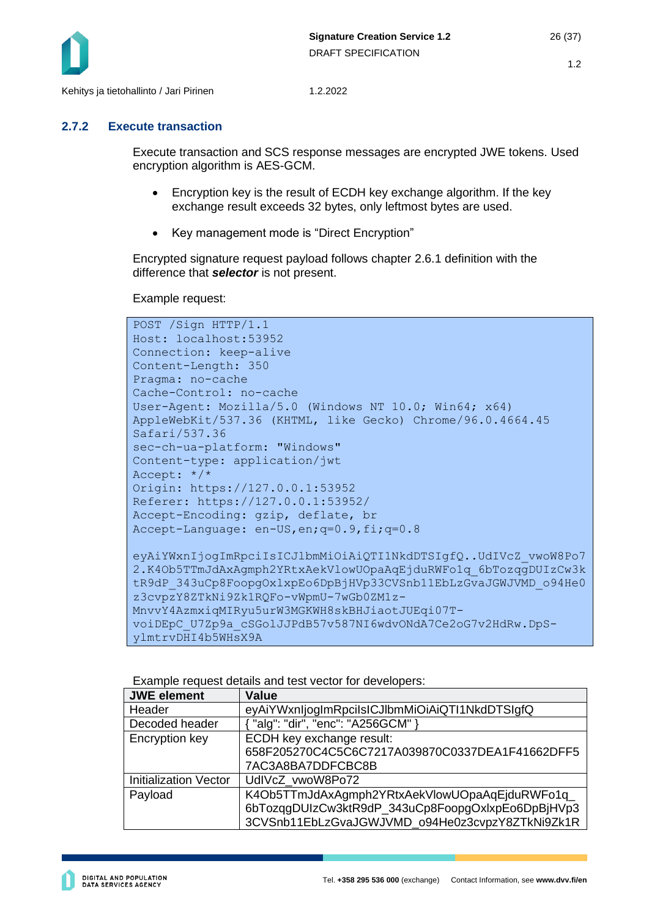### 2.7.2 Execute transaction

Execute transaction and SCS response messages are encrypted JWE tokens. Used encryption algorithm is AES-GCM.

- Encryption key is the result of ECDH key exchange algorithm. If the key exchange result exceeds 32 bytes, only leftmost bytes are used.
- Key management mode is “Direct Encryption”

Encrypted signature request payload follows chapter 2.6.1 definition with the difference that ***selector*** is not present.

Example request:

```
POST /Sign HTTP/1.1
Host: localhost:53952
Connection: keep-alive
Content-Length: 350
Pragma: no-cache
Cache-Control: no-cache
User-Agent: Mozilla/5.0 (Windows NT 10.0; Win64; x64)
AppleWebKit/537.36 (KHTML, like Gecko) Chrome/96.0.4664.45
Safari/537.36
sec-ch-ua-platform: "Windows"
Content-type: application/jwt
Accept: */*
Origin: https://127.0.0.1:53952
Referer: https://127.0.0.1:53952/
Accept-Encoding: gzip, deflate, br
Accept-Language: en-US,en;q=0.9,fi;q=0.8

eyAiYWxnIjogImRpciIsICJlbmMiOiAiQTI1NkdDTSIgfQ..UdIVcZ_vwoW8Po7
2.K4Ob5TTmJdAxAgmph2YRtxAekVlowUOpaAqEjduRWFo1q_6bTozqgDUIzCw3k
tR9dP_343uCp8FoopgOxlxpEo6DpBjHVp33CVSnb11EbLzGvaJGWJVMD_o94He0
z3cvpzY8ZTkNi9Zk1RQFo-vWpmU-7wGb0ZM1z-
MnvvY4AzmxiqMIRyu5urW3MGKWH8skBHJiaotJUEqi07T-
voiDEpC_U7Zp9a_cSGolJJPdB57v587NI6wdvONdA7Ce2oG7v2HdRw.DpS-
ylmtrvDHI4b5WHsX9A
```

Example request details and test vector for developers:

| JWE element | Value |
|---|---|
| Header | eyAiYWxnIjogImRpciIsICJlbmMiOiAiQTI1NkdDTSIgfQ |
| Decoded header | { "alg": "dir", "enc": "A256GCM" } |
| Encryption key | ECDH key exchange result: 658F205270C4C5C6C7217A039870C0337DEA1F41662DFF5 7AC3A8BA7DDFCBC8B |
| Initialization Vector | UdIVcZ_vwoW8Po72 |
| Payload | K4Ob5TTmJdAxAgmph2YRtxAekVlowUOpaAqEjduRWFo1q_ 6bTozqgDUIzCw3ktR9dP_343uCp8FoopgOxlxpEo6DpBjHVp3 3CVSnb11EbLzGvaJGWJVMD_o94He0z3cvpzY8ZTkNi9Zk1R |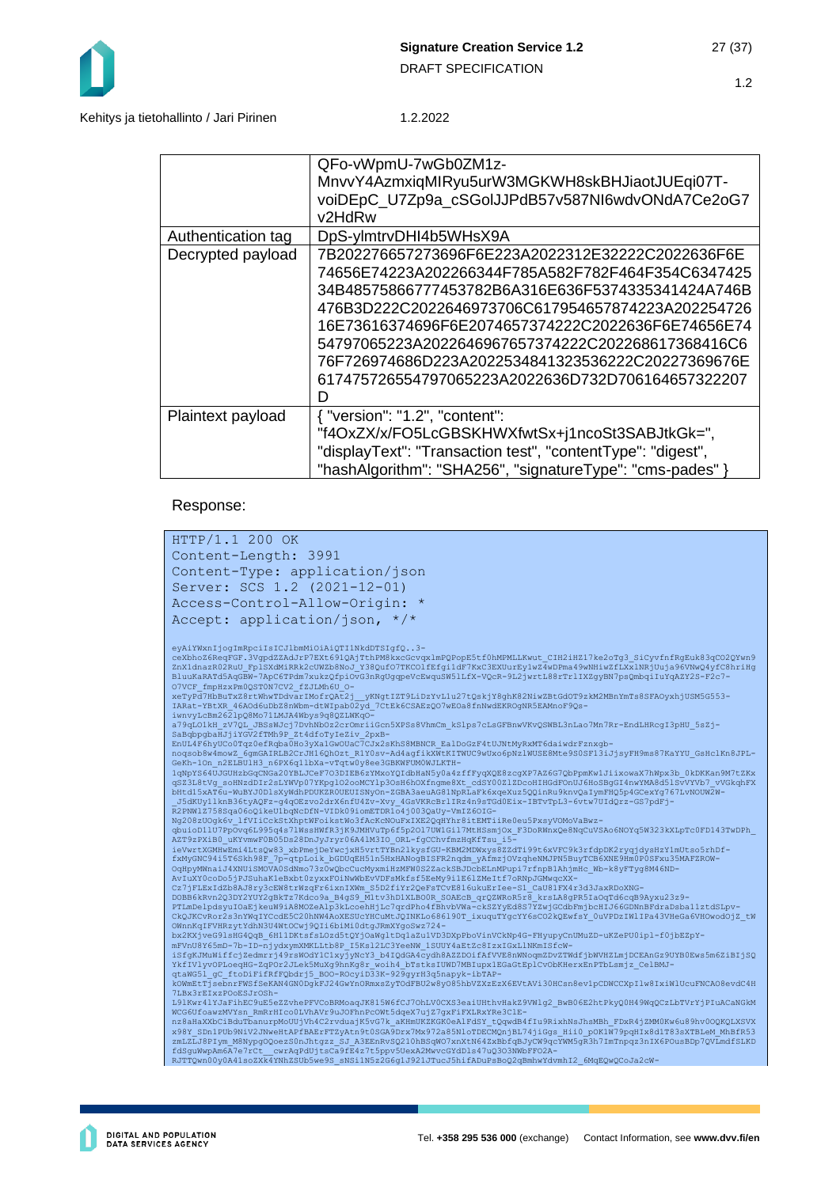| | |
|---|---|
| | QFo-vWpmU-7wGb0ZM1z-MnvvY4AzmxiqMIRyu5urW3MGKWH8skBHJiaotJUEqi07T-voiDEpC_U7Zp9a_cSGolJJPdB57v587NI6wdvONdA7Ce2oG7v2HdRw |
| Authentication tag | DpS-ylmtrvDHI4b5WHsX9A |
| Decrypted payload | 7B202276657273696F6E223A2022312E32222C2022636F6E74656E74223A202266344F785A582F782F464F354C6347425 34B485758667774537 82B6A316E636F5374335341424A746B476B3D222C2022646973706C617954657874223A202254726 16E73616374696F6E2074657374222C2022636F6E74656E7454797065223A20226469676573742 22C202268617368416C676F726974686D223A2022534841323536222C20227369676E617475726554797065223A2022636D732D706164657322207D |
| Plaintext payload | { "version": "1.2", "content": "f4OxZX/x/FO5LcGBSKHWXfwtSx+j1ncoSt3SABJtkGk=", "displayText": "Transaction test", "contentType": "digest", "hashAlgorithm": "SHA256", "signatureType": "cms-pades" } |

Response:

```
HTTP/1.1 200 OK
Content-Length: 3991
Content-Type: application/json
Server: SCS 1.2 (2021-12-01)
Access-Control-Allow-Origin: *
Accept: application/json, */*

eyAiYWxnIjogImRpciIsICJlbmMiOiAiQTI1NkdDTSIgfQ..3-
ceXbhoZ6RegFGF.3VgpdZZAdJrP7EXt691QAjTthPM8kxcGcvqxlmPQPopE5tf0hMPMLLKwut_CIH2iHZ17ke2oTg3_SiCyvfnfRgEuk83qCO2QYwn9
ZnX1dnazR02RuU_Fp1SXdMiRRk2cUWZb8NoJ_Y38QufO7TKCOlfEfgi1dF7KxC3EXUurEy1wZ4wDPma49wNHiwZfLXx1NRjUuja96VNwQ4yfC8hriHg
BluuKaRATd5AqGBW-7ApC6TPdm7xukzQfpiOvG3nRgUqgpeVcEwquSW5lLfX-VQcR-9L2jwrtL88rTrlIXZgyBN7psQmbqiIuYqAZY2S-F2c7-
O7VCF_fmpHzxPm0QST0N7CV2_fZJLMh6U_O-
xeTyPd7HbBuTxZ8rtWhwTDdvarIMofzQAt2j__yKNgtIZT9LiDzYvL1u27tQskjY8ghK82NiwZBtGdOT9zkM2MBnYmTs8SFAOyxhjUSM5G553-
IARat-YBtXR_46AOd6uDbZ8nWbm-dtWIpab02yd_7CtEk6CSAEzQO7wEOa8fnNwdEKROgNR5EAMnoF9Qs-
iwnvyLcBm2621pQ8Mo71LMJA4Wbys9q8QZLWKqO-
a79qLOlkH_zV7QL_JBSsWJcj7DvhNbOz2crOmriiGcn5XPSs8VhmCm_kSlps7cLsGFBnwVKvQSWBL3nLao7Mn7Rr-EndLHRcgI3pHU_5sZj-
SaBqbpgbaHJjiYGV2fTMh9P_Zt4dfoTyIeZiv_2pxB-
EnUL4F6hyUCo0Tqz0efRqba0Ho3yXa1GwOUaC7CJx2sKhS8MBNCR_EalDoGzF4tUJNtMyRxMT6daiwdrFznxgb-
noqsob8w4mowZ_6gmGAIRLB2CrJHl6QhOzt_R1Y0sv-Ad4agfikXWtKITWUC9wUxo6pNzlWUSE8Mte9S0SF13iJjsyFH9ms87KaYYU_GsHclKn8JPL-
GeKh-1On_n2ELBUlH3_n6PX6g1lbXa-vTgtw0y8ee3GBKWFUMOWJLKTH-
1qNpYS64UJGUHzbGqCNGa20YBLJCeF7O3DIEB6zYMxoYQIdbHaN5y0a4zfFfyqXQE8zcgXP7AZ6G7QbPpmKw1JiixowaX7hWpx3b_0kDKan9M7tZKx
qSZ3L8tVg_soHNzdDIr2sLYWVp07YKpglO2ooMCYlp3OsH6hOXfngme8Xt_cdSY00ZlZDcoHIHGdFOnUJ6HoSBgGI4nwYMA8d5lSvVYVb7_vVGkqhFX
bHtdl5xAT6u-WuBYJ0DlsXyWdhPDUKZR0UEUISNyOn-ZGBA3aeuAG81NpRLaFk6xqeXuz5QQinRu9knvQaIymFHQ5p4GCexYg767LvNOUW2W-
_J5dKUy11knB36tyAQFz-g4qOEzvo2drX6nfU4Zv-Xvy_4GsVKRcBrlIRz4n9eTGd0Eix-IBTvTpL3-6vtw7UIdQrz-GS7pdFj-
R2PNWlZ758Sqa06oQikeU1bqNcDfN-VIDk09iomETDR1o4j003QaUy-VmIZ6OIG-
Ng208zUOgk6v_lfVIiCckStXhptWFoikstWo3fAcKcNOuFxIXE2QqHYhr8itEMTiiRe0eu5PxsyVOMoVaBwz-
qbuioDllU7PpOvq6L995q4s7lWssHWfR3jK9JMHVuTp6f5p2O17UW1Gil7MtHSsmjOx_F3DoRWnxQe8NqCuVSAo6NOYq5W323kXLpTc0FD143TwDPh_
AZT9zPXiB0_uKYvmwF0BO5Ds28DnJyJryr06A41M31O_ORl-fgCChvfmzHqKfTsu_i5-
ieVwrtXGMHwEmi4LtsQw83_xbPmejDeYwcjxH5vrtTYBn2lkysfGU-KBM2MDWxys8ZZdTi99t6xVFC9k3rfdpDK2ryqjdysHzYlmUtso5rhDf-
fxMyGNC94i5T6Skh98F_7p-qtpLoik_bGDUqEH5ln5HxHANogBISFR2nqdm_yAfmzjOVzqheNMJPN5BuyTCB6XNE9Hm0P0SFxu35MAFZROW-
OqHpyMWnaiJ4XNUiSMOVA0SdNmo73z0wQbcCucMyxmiHzMFW0S2ZackSBJDcbELnMPupi7rfnpBlAhjmHc_Wb-k8yFYyg8M46ND-
AvIuXY0coDo5jPJSuhaKleBxbt0zyxxFOiNwWbEvVDFsMkfsf5EeMy9i1E6lZMeItf7oRNpJGMwqcXX-
Cz7jFLExIdZb8AJ8ry3cEW8trWzqFr6ixnIXWm_S5D2fiYr2QeFsTCvE816ukuErIee-S1_CaU81FX4r3d3JaxRDoXNG-
DOBB6kRvn2Q3DY2YUY2gBkTz7Kdco9a_B4gS9_M1tv3hDlXLBO0R_SOAEcB_qrQZWRoR5r8_krsLA8gPR5IaOqTd6cqB9Ayxu23z9-
PTLmDelpdsyuIOaEjkeuW9iA8MOZeAlp3kLcoehHjLc7qrdPho4fBhvbVWa-ckSZYyEd8S7YZwjGCdbFmjbcHIJ66GDNnBFdraDsball2tdSLpv-
CkQJKCvRor2s3nYWqIYCcdE5C20hNW4AoXESUcYHCuMtJQINKLo686190T_ixuquTYgcYY6sC02kQEwfsY_OuVPDzIWlIPa43VHeGa6VHOwodOjZ_tW
OWnnKqIFVHRzytYdhN3U4WtOCwj9QIi6biMi0dtgJRmXYgoSwz724-
bx2KXjveG91sHG4QqB_6H11DKtsfsLOzd5tQYjOaWgltDqlaZu1VD3DXpPboVinVCkNp4G-FHyupyCnUMuZD-uKZeFU0ipl-f0jbEZpY-
mFVnU8Y65mD-7b-ID-njydxymXMKLLtb8P_I5Ksl2LC3YeeNW_1SUUY4aEtZc8IzxIGxLlNKmISfcW-
iSfgKJMuWiffcjZedmrrj49rsWOdY1ClxyjyNcY3_b4IQdGA4cydh8AZZDOifAfVVE8nWNogmZDvZTWdfjbWVHZLmjDCEAnGz9UYB0Ews5m6ZiBIjSQ
YkfIVlyvOPLoeqHG-ZqPOr2JLek5MuXg9hnKg8r_woih4_bTstksIUWD7MBIupxlEGaGtEplCvObKHerxEnPTbLsmjz_CelBMJ-
qtaWG51_gC_ftoDiFifRfFQbdrj5_BOO-ROcyiD33K-929gyrH3g5napyk-ibTAP-
kOWmEtTjsebnrFWSfSeKAN4GN0DgkFJ24GwYnORmxsZyTOdFBU2w8yO85hbVZXzEzX6EVtAVi30HCsn8ev1pCDWCCXpIlw8IxiWlUcuFNCAO8evdC4H
7LBx3rEIxzPOoESJrOSh-
L9lKwr4lYJaFihEC9uE5eZZvhePFVCoBRMoaqJK815W6fCJ7OhLV0CX83eaiUHthvHakZ9VWlg2_BwB06E2htPkyQ0H49WqQCzLbTVrYjPIuACaNGkM
WCG6UfoawzMVYsn_RmRrHIco0LVhAVr9uJOFhnPcOWt5dqeX7ujZ7gxFiFXLRxYRe3ClE-
nz8aHaXXbCiBduTbanurpMoUUjVh4C2rvduajK5vG7k_aKHmUKZKGK0eAlFdSY_tQqwdB4IfU9RixhNsJhsMBh_FDxR4jZMM0Kw6u89hv0OQKQLXSVX
x98Y_SDnlPUb9NiV2JNweHtAPfBAErFTZyAtn9t0SGA9Drx7Mx972a85NloTDECMQnjBL74jiGgs_Hii0_pOKlW79pqHIx8dlT83sXTBLeM_MhBfR53
zmLZLJ8PIym_M8NypgOQoezS0nJhtgzz_SJ_A3EEnRvSQ210hBSqWO7xnXtN64ZxBbfqBJyCW9qcYWM5gR3h7ImTnpqz3nIX6POusBDp7QVLmdfSLKD
fdSguWwpAm6A7e7rCt__cwrAqPdUjtsCa9fE4z7t5ppv5UexA2MwvcGYdDls47uQ3O3NWbFFO2A-
RJTTQwn00y0A41soZXk4YNhZSUb5we9S_sNSilN5z2G6gJ92lJTucJ5hifADuPsBoQ2gBmhwYdvmhI2_6MqEQwQCoJa2cW-
```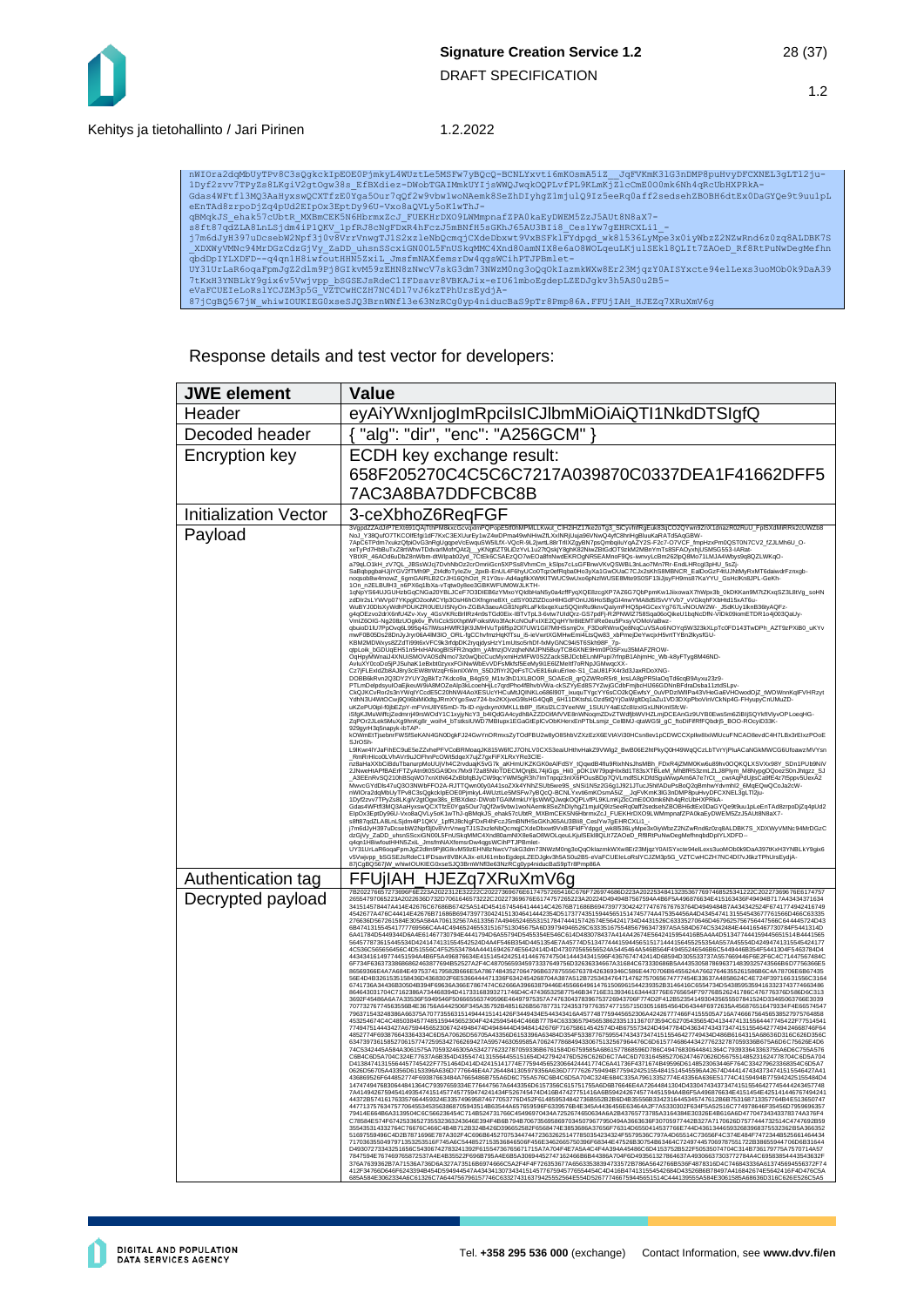```
nWIOra2dqMbUyTPv8C3sQgkckIpEOE0PjmkyL4WUztLe5MSFw7yBQcQ-BCNLYxvti6mKOsmA5lZ__JqFVKmK3lG3nDMP8puHvyDFCXNEL3gLTl2ju-
1Dyf2zvv7TPyZs8LKgiV2gtOgw38s_EfBXdiez-DWobTGAIMmkUYIjsWWQJwqkOQPLvfPL9KLmKjZlcCmE0O0mk6Nh4qRcUbHXPRkA-
Gdas4WFtfl3MQ3AaHyxswQCXTfzEOYga5Our7qQf2w9vbw1woNAemk8SeZhDIyhgZlmjulQ9Iz5eeRq0aff2sedsehZBOBH6dtEx0DaGYQe9t9uu1pL
eEnTAd8zrpoDjZq4pUd2EIpOx3EptDy96U-Vxo8aQVLy5oKlwThJ-
qBMqkJS_ehak57cUbtR_MXBmCEK5N6HbrmxZcJ_FUEKHrDXO9LWMmpnafZPA0kaEyDWEM5ZzJ5AUt8N8aX7-
s8ft87qdZLA8LnLSjdm4iP1QKV_1pfRJ8cNgFDxR4hFczJ5mBNfH5sGKhJ65AU3BIi8_CeslYw7gEHRCXLil_-
j7m6dJyH397uDcsebW2Npf3j0v8VrrVnwgTJ1S2zxleNbQcmqjCXdeDbxwt9VxBSFk1FYdpgd_wk81536LyMpe3x0iyWbzZ2NZwRnd6z0zq8ALDBK7S
_XDXNyVMNc94MrDGzCdzGjVy_ZaDD_uhsnSScxiGN0OL5FnUSkqMMC4Xnd80amNIX8e6a08WOLqeuLKjulSEkl8QLIt7ZAOeD_Rf8RtPuNwDegMefhn
qbdDpIYLXDFD--q4qn1H8iwfoutHHN5ZxiL_JmsfmNAXfemsrDw4qgsWCihPTJPBmlet-
UY31UrLaR6oqaFpmJgZ2dlm9Pj8GIkvM59zEHN8zNwcV7skG3dm73NWzM0ng3oQqOklazmkWXw8Er23MjqzY0AISYxcte94elLexs3uoMOb0k9DaA39
7tKxH3YNBLkY9gix6v5Vwjvpp_bSGSEJsRdeC1IFDsavr8VBKAJix-eIU61mboEgdepLZEDJgkv3h5AS0u2B5-
eVaFCUEIeLoRslYCJZM3p5G_VZTCwHCZH7NC4D17vJ6kzTPhUrsEydjA-
87jCgBQ567jW_whiwIOUKIEG0xseSJQ3BrnWNfl3e63NzRCg0yp4niducBa59pTr8Pmp86A.FFUjIAH_HJEZq7XRuXmV6g
```

Response details and test vector for developers:

| JWE element | Value |
|---|---|
| Header | eyAiYWxnIjogImRpcilsICJlbmMiOiAiQTI1NkdDTSIgfQ |
| Decoded header | { "alg": "dir", "enc": "A256GCM" } |
| Encryption key | ECDH key exchange result: 658F205270C4C5C6C7217A039870C0337DEA1F41662DFF57AC3A8BA7DDFCBC8B |
| Initialization Vector | 3-ceXbhoZ6ReqFGF |
| Payload | 3vgpdZZAdJrP7EXt691QAj7rhPM8kxcGcvqxlmPQPopE5lf0hMPMLLKwut_CiH2HZ17ke2aTg3_… 87jCgBQ567jW_whiwIOUKIEG0xseSJQ3BrnWNfl3e63NzRCg0yp4niducBa59pTr8Pmp86A |
| Authentication tag | FFUjIAH_HJEZq7XRuXmV6g |
| Decrypted payload | 7B2022716657273696F6E223A2022312E322222C2022736967… |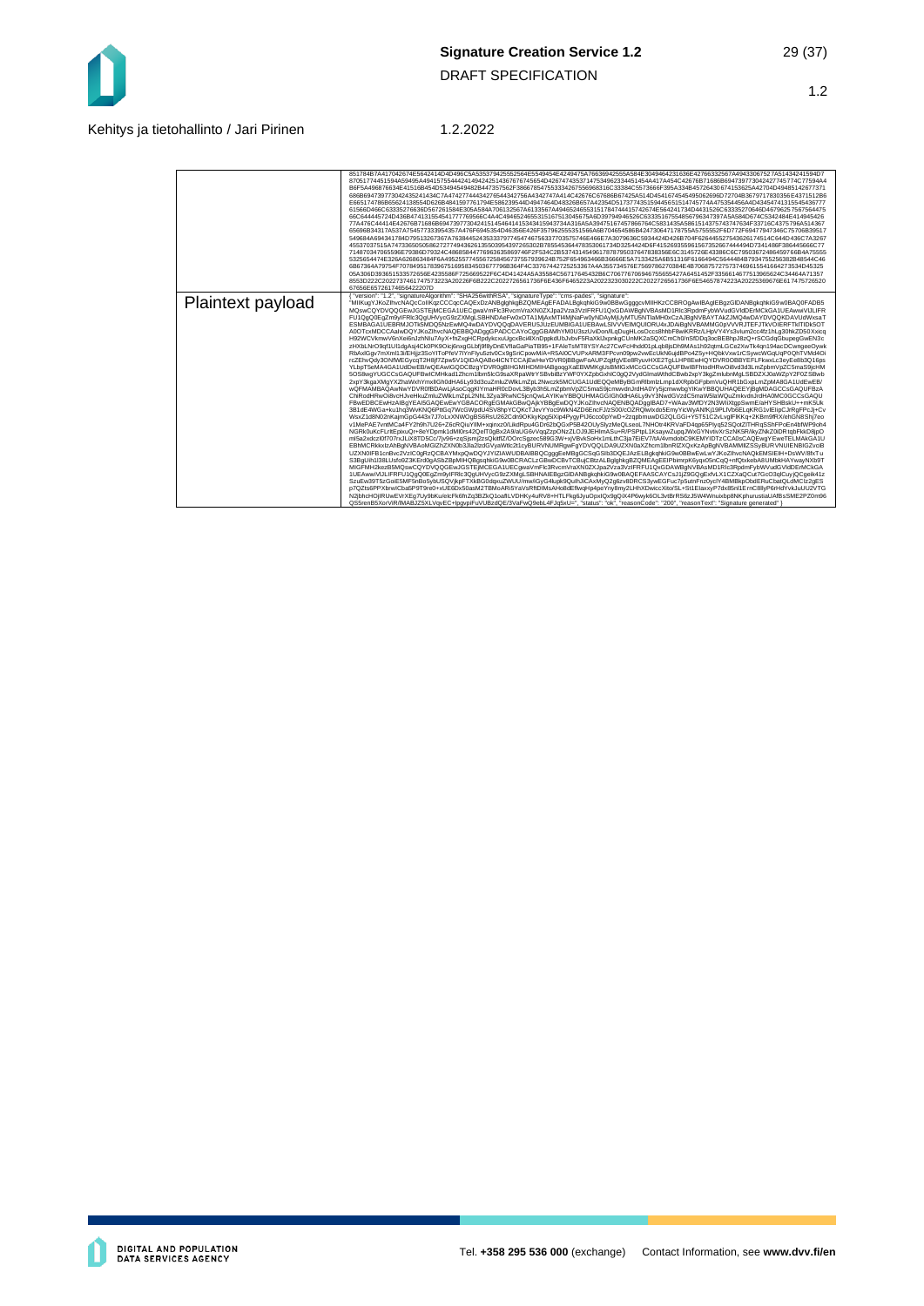| | |
|---|---|
| | 851784B7A417042674E5642414D4D496C5A53537942555256 4E5549454E4249475A76636942555A584E3049464231636E42766332567A4943306752 5A51434241594D7 … 8553D222C2022737461747573223A20226F6B222C2022726561736F6E436F6465223A2022323030222C2022726561736F6E54657874223A20225369676E617475726520 67656E65726174656422207D |
| Plaintext payload | { "version": "1.2", "signatureAlgorithm": "SHA256withRSA", "signatureType": "cms-pades", "signature": "MIIKugYJKoZIhvcNAQcCoIIKqzCCCqcCAQExDzANBglghkgBZQMEAgEFADALBgkqhkiG9w0BBwGgggcvMIIHKzCCBROgAwIBAgIEBgzGIDANBgkqhkiG9w0BAQ0FADB5 … Q55renB5XorViR/lMABJZ5XLVqvEC+lpgvpiFuVUBzdQE/3VaFwQ9ebL4FJq5xU=", "status": "ok", "reasonCode": "200", "reasonText": "Signature generated" } |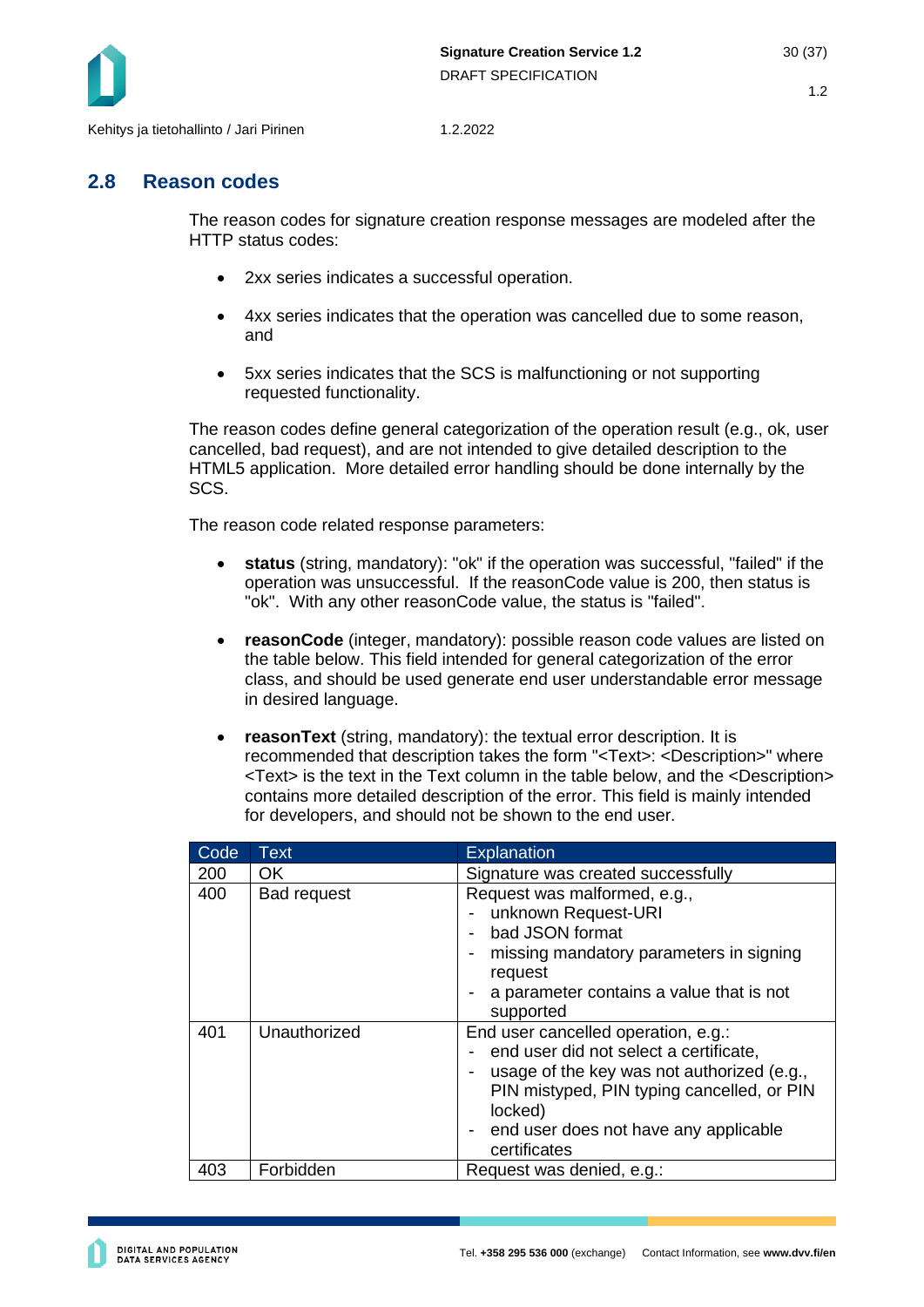## 2.8 Reason codes

The reason codes for signature creation response messages are modeled after the HTTP status codes:

- 2xx series indicates a successful operation.
- 4xx series indicates that the operation was cancelled due to some reason, and
- 5xx series indicates that the SCS is malfunctioning or not supporting requested functionality.

The reason codes define general categorization of the operation result (e.g., ok, user cancelled, bad request), and are not intended to give detailed description to the HTML5 application. More detailed error handling should be done internally by the SCS.

The reason code related response parameters:

- **status** (string, mandatory): "ok" if the operation was successful, "failed" if the operation was unsuccessful. If the reasonCode value is 200, then status is "ok". With any other reasonCode value, the status is "failed".
- **reasonCode** (integer, mandatory): possible reason code values are listed on the table below. This field intended for general categorization of the error class, and should be used generate end user understandable error message in desired language.
- **reasonText** (string, mandatory): the textual error description. It is recommended that description takes the form "<Text>: <Description>" where <Text> is the text in the Text column in the table below, and the <Description> contains more detailed description of the error. This field is mainly intended for developers, and should not be shown to the end user.

| Code | Text | Explanation |
|---|---|---|
| 200 | OK | Signature was created successfully |
| 400 | Bad request | Request was malformed, e.g.,<br>- unknown Request-URI<br>- bad JSON format<br>- missing mandatory parameters in signing request<br>- a parameter contains a value that is not supported |
| 401 | Unauthorized | End user cancelled operation, e.g.:<br>- end user did not select a certificate,<br>- usage of the key was not authorized (e.g., PIN mistyped, PIN typing cancelled, or PIN locked)<br>- end user does not have any applicable certificates |
| 403 | Forbidden | Request was denied, e.g.: |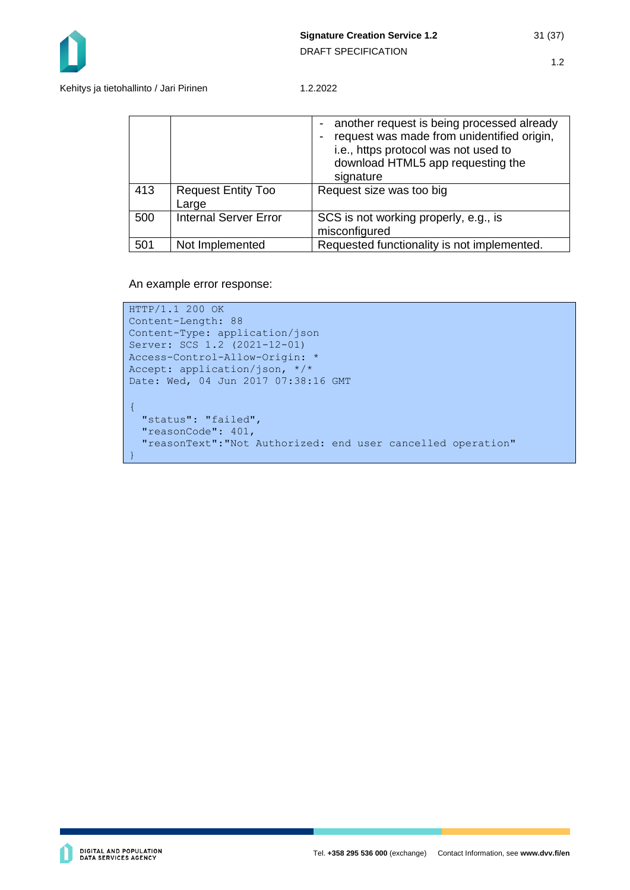| | | |
|---|---|---|
| | | - another request is being processed already<br>- request was made from unidentified origin, i.e., https protocol was not used to download HTML5 app requesting the signature |
| 413 | Request Entity Too Large | Request size was too big |
| 500 | Internal Server Error | SCS is not working properly, e.g., is misconfigured |
| 501 | Not Implemented | Requested functionality is not implemented. |

An example error response:

```
HTTP/1.1 200 OK
Content-Length: 88
Content-Type: application/json
Server: SCS 1.2 (2021-12-01)
Access-Control-Allow-Origin: *
Accept: application/json, */*
Date: Wed, 04 Jun 2017 07:38:16 GMT

{
  "status": "failed",
  "reasonCode": 401,
  "reasonText":"Not Authorized: end user cancelled operation"
}
```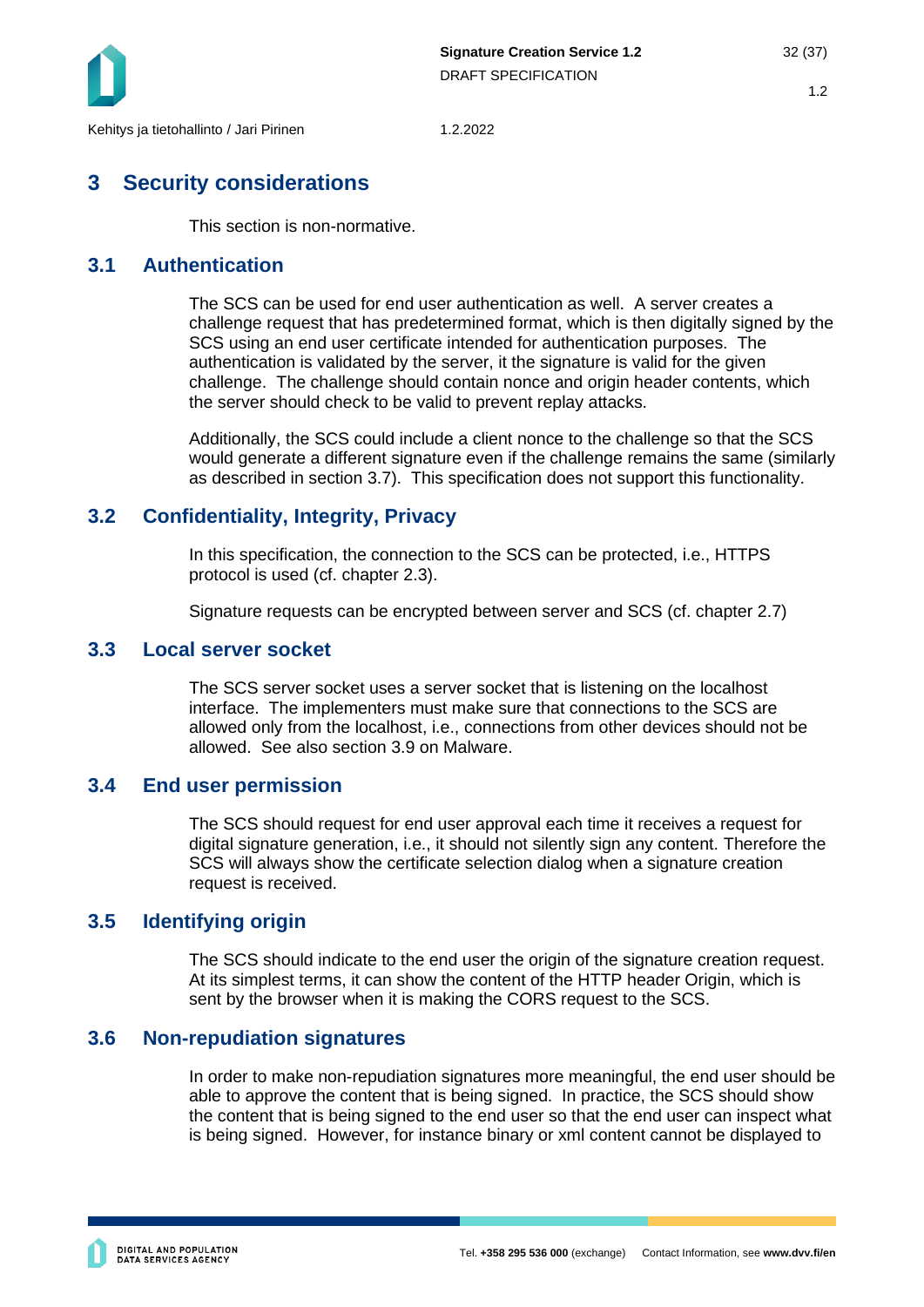# 3 Security considerations

This section is non-normative.

## 3.1 Authentication

The SCS can be used for end user authentication as well. A server creates a challenge request that has predetermined format, which is then digitally signed by the SCS using an end user certificate intended for authentication purposes. The authentication is validated by the server, it the signature is valid for the given challenge. The challenge should contain nonce and origin header contents, which the server should check to be valid to prevent replay attacks.

Additionally, the SCS could include a client nonce to the challenge so that the SCS would generate a different signature even if the challenge remains the same (similarly as described in section 3.7). This specification does not support this functionality.

## 3.2 Confidentiality, Integrity, Privacy

In this specification, the connection to the SCS can be protected, i.e., HTTPS protocol is used (cf. chapter 2.3).

Signature requests can be encrypted between server and SCS (cf. chapter 2.7)

## 3.3 Local server socket

The SCS server socket uses a server socket that is listening on the localhost interface. The implementers must make sure that connections to the SCS are allowed only from the localhost, i.e., connections from other devices should not be allowed. See also section 3.9 on Malware.

## 3.4 End user permission

The SCS should request for end user approval each time it receives a request for digital signature generation, i.e., it should not silently sign any content. Therefore the SCS will always show the certificate selection dialog when a signature creation request is received.

## 3.5 Identifying origin

The SCS should indicate to the end user the origin of the signature creation request. At its simplest terms, it can show the content of the HTTP header Origin, which is sent by the browser when it is making the CORS request to the SCS.

## 3.6 Non-repudiation signatures

In order to make non-repudiation signatures more meaningful, the end user should be able to approve the content that is being signed. In practice, the SCS should show the content that is being signed to the end user so that the end user can inspect what is being signed. However, for instance binary or xml content cannot be displayed to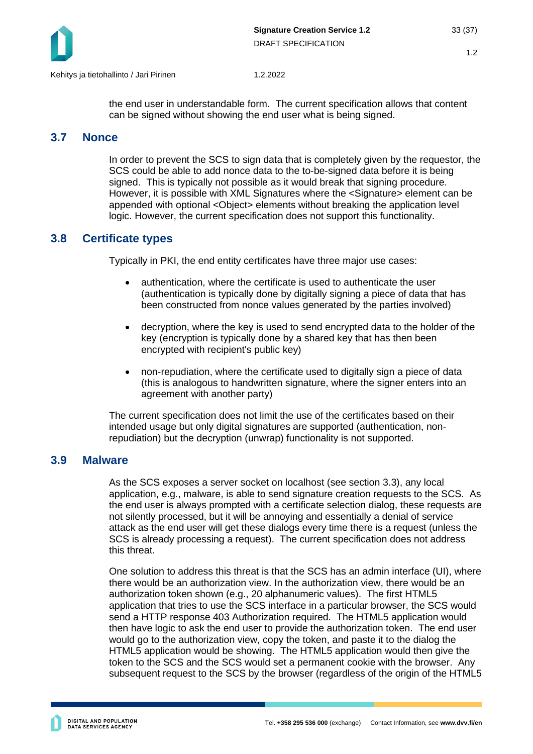the end user in understandable form. The current specification allows that content can be signed without showing the end user what is being signed.

## 3.7 Nonce

In order to prevent the SCS to sign data that is completely given by the requestor, the SCS could be able to add nonce data to the to-be-signed data before it is being signed. This is typically not possible as it would break that signing procedure. However, it is possible with XML Signatures where the <Signature> element can be appended with optional <Object> elements without breaking the application level logic. However, the current specification does not support this functionality.

## 3.8 Certificate types

Typically in PKI, the end entity certificates have three major use cases:

- authentication, where the certificate is used to authenticate the user (authentication is typically done by digitally signing a piece of data that has been constructed from nonce values generated by the parties involved)
- decryption, where the key is used to send encrypted data to the holder of the key (encryption is typically done by a shared key that has then been encrypted with recipient's public key)
- non-repudiation, where the certificate used to digitally sign a piece of data (this is analogous to handwritten signature, where the signer enters into an agreement with another party)

The current specification does not limit the use of the certificates based on their intended usage but only digital signatures are supported (authentication, non-repudiation) but the decryption (unwrap) functionality is not supported.

## 3.9 Malware

As the SCS exposes a server socket on localhost (see section 3.3), any local application, e.g., malware, is able to send signature creation requests to the SCS. As the end user is always prompted with a certificate selection dialog, these requests are not silently processed, but it will be annoying and essentially a denial of service attack as the end user will get these dialogs every time there is a request (unless the SCS is already processing a request). The current specification does not address this threat.

One solution to address this threat is that the SCS has an admin interface (UI), where there would be an authorization view. In the authorization view, there would be an authorization token shown (e.g., 20 alphanumeric values). The first HTML5 application that tries to use the SCS interface in a particular browser, the SCS would send a HTTP response 403 Authorization required. The HTML5 application would then have logic to ask the end user to provide the authorization token. The end user would go to the authorization view, copy the token, and paste it to the dialog the HTML5 application would be showing. The HTML5 application would then give the token to the SCS and the SCS would set a permanent cookie with the browser. Any subsequent request to the SCS by the browser (regardless of the origin of the HTML5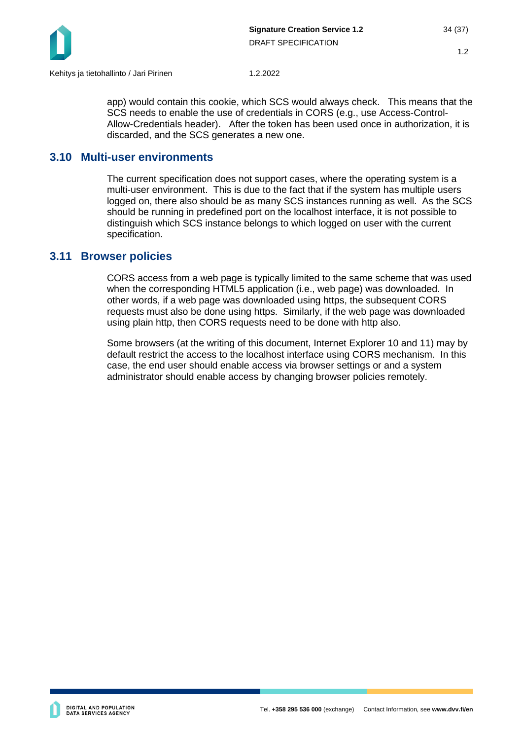app) would contain this cookie, which SCS would always check. This means that the SCS needs to enable the use of credentials in CORS (e.g., use Access-Control-Allow-Credentials header). After the token has been used once in authorization, it is discarded, and the SCS generates a new one.

## 3.10 Multi-user environments

The current specification does not support cases, where the operating system is a multi-user environment. This is due to the fact that if the system has multiple users logged on, there also should be as many SCS instances running as well. As the SCS should be running in predefined port on the localhost interface, it is not possible to distinguish which SCS instance belongs to which logged on user with the current specification.

## 3.11 Browser policies

CORS access from a web page is typically limited to the same scheme that was used when the corresponding HTML5 application (i.e., web page) was downloaded. In other words, if a web page was downloaded using https, the subsequent CORS requests must also be done using https. Similarly, if the web page was downloaded using plain http, then CORS requests need to be done with http also.

Some browsers (at the writing of this document, Internet Explorer 10 and 11) may by default restrict the access to the localhost interface using CORS mechanism. In this case, the end user should enable access via browser settings or and a system administrator should enable access by changing browser policies remotely.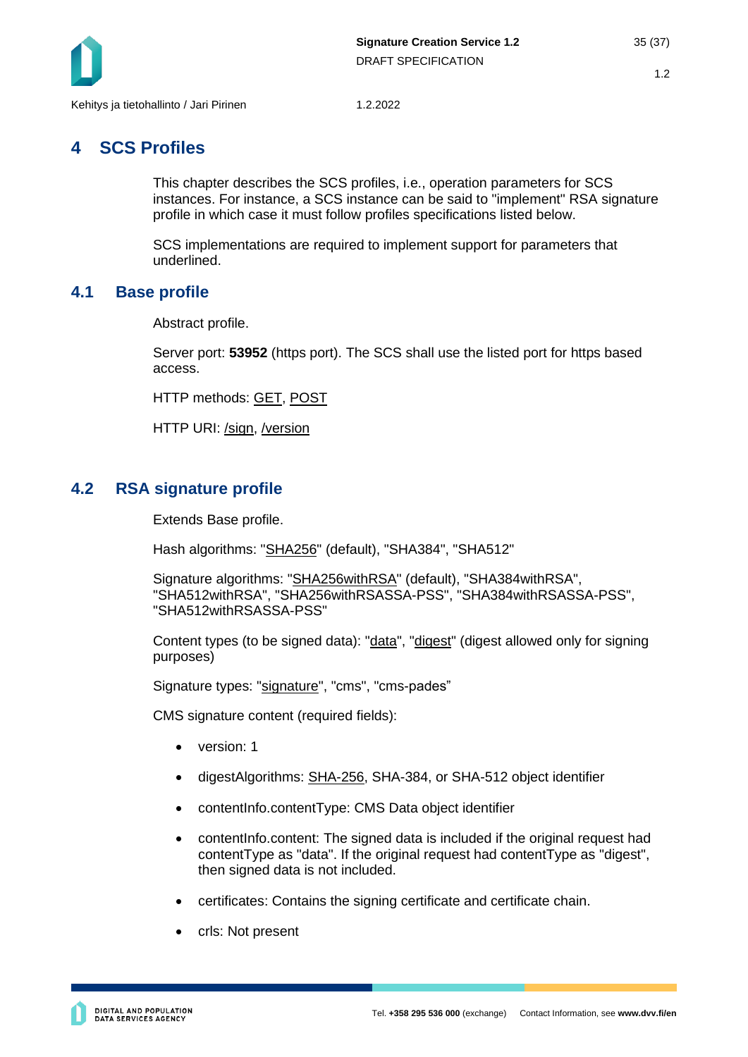# 4 SCS Profiles

This chapter describes the SCS profiles, i.e., operation parameters for SCS instances. For instance, a SCS instance can be said to "implement" RSA signature profile in which case it must follow profiles specifications listed below.

SCS implementations are required to implement support for parameters that underlined.

## 4.1 Base profile

Abstract profile.

Server port: **53952** (https port). The SCS shall use the listed port for https based access.

HTTP methods: <u>GET</u>, <u>POST</u>

HTTP URI: <u>/sign</u>, <u>/version</u>

## 4.2 RSA signature profile

Extends Base profile.

Hash algorithms: "<u>SHA256</u>" (default), "SHA384", "SHA512"

Signature algorithms: "<u>SHA256withRSA</u>" (default), "SHA384withRSA", "SHA512withRSA", "SHA256withRSASSA-PSS", "SHA384withRSASSA-PSS", "SHA512withRSASSA-PSS"

Content types (to be signed data): "<u>data</u>", "<u>digest</u>" (digest allowed only for signing purposes)

Signature types: "<u>signature</u>", "cms", "cms-pades"

CMS signature content (required fields):

- version: 1
- digestAlgorithms: <u>SHA-256</u>, SHA-384, or SHA-512 object identifier
- contentInfo.contentType: CMS Data object identifier
- contentInfo.content: The signed data is included if the original request had contentType as "data". If the original request had contentType as "digest", then signed data is not included.
- certificates: Contains the signing certificate and certificate chain.
- crls: Not present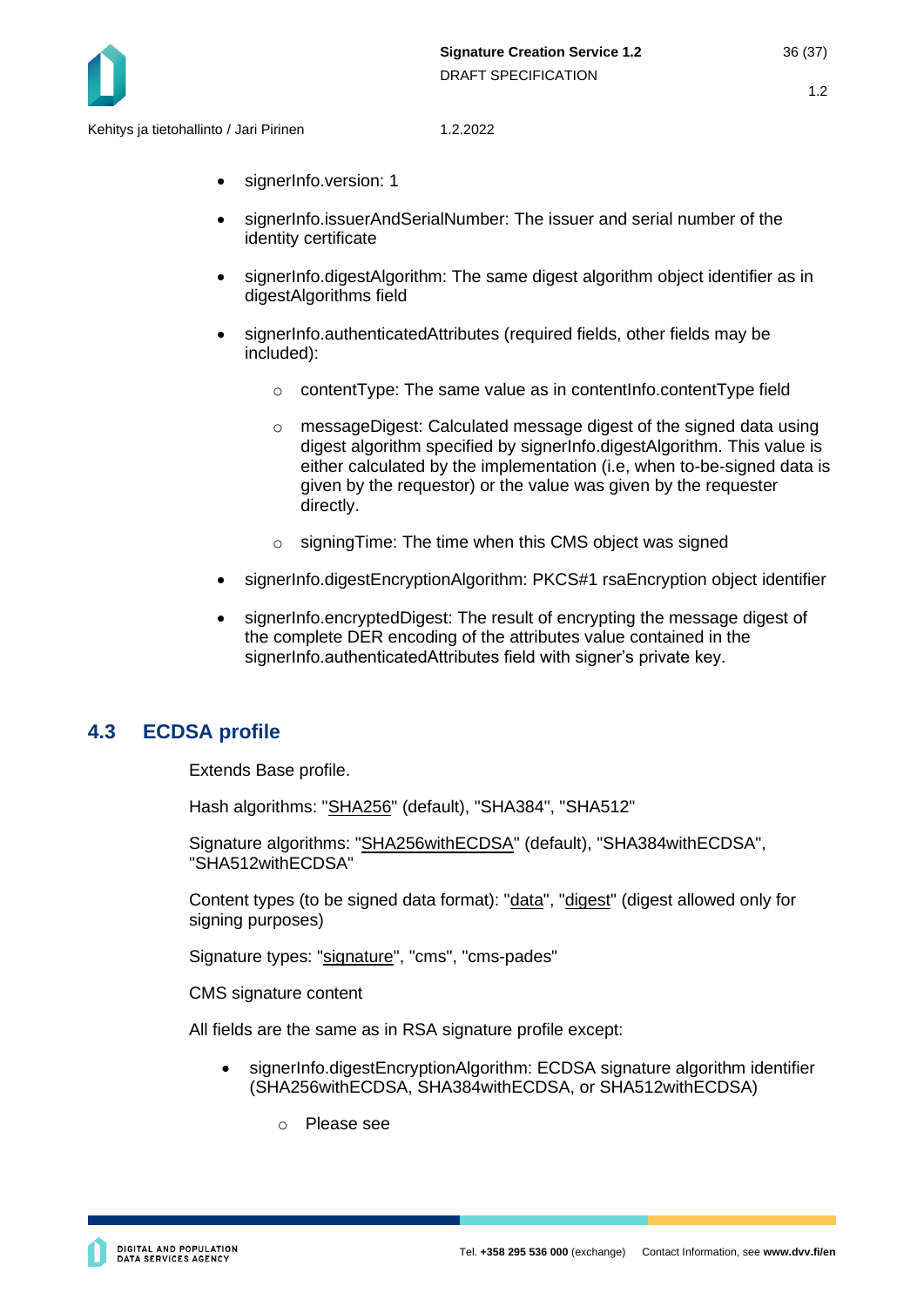- signerInfo.version: 1
- signerInfo.issuerAndSerialNumber: The issuer and serial number of the identity certificate
- signerInfo.digestAlgorithm: The same digest algorithm object identifier as in digestAlgorithms field
- signerInfo.authenticatedAttributes (required fields, other fields may be included):
  - contentType: The same value as in contentInfo.contentType field
  - messageDigest: Calculated message digest of the signed data using digest algorithm specified by signerInfo.digestAlgorithm. This value is either calculated by the implementation (i.e, when to-be-signed data is given by the requestor) or the value was given by the requester directly.
  - signingTime: The time when this CMS object was signed
- signerInfo.digestEncryptionAlgorithm: PKCS#1 rsaEncryption object identifier
- signerInfo.encryptedDigest: The result of encrypting the message digest of the complete DER encoding of the attributes value contained in the signerInfo.authenticatedAttributes field with signer's private key.

## 4.3 ECDSA profile

Extends Base profile.

Hash algorithms: "SHA256" (default), "SHA384", "SHA512"

Signature algorithms: "SHA256withECDSA" (default), "SHA384withECDSA", "SHA512withECDSA"

Content types (to be signed data format): "data", "digest" (digest allowed only for signing purposes)

Signature types: "signature", "cms", "cms-pades"

CMS signature content

All fields are the same as in RSA signature profile except:

- signerInfo.digestEncryptionAlgorithm: ECDSA signature algorithm identifier (SHA256withECDSA, SHA384withECDSA, or SHA512withECDSA)
  - Please see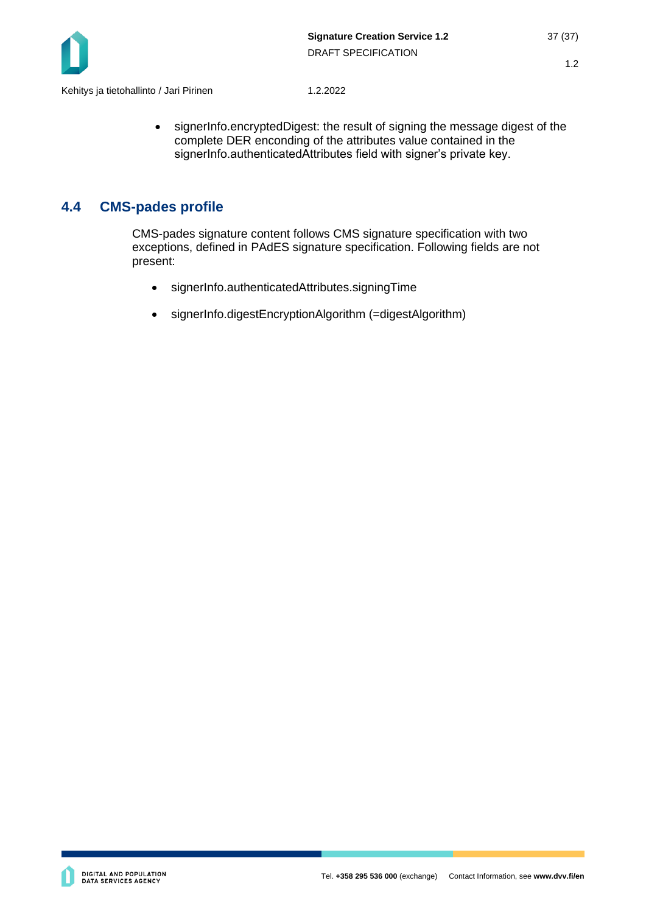- signerInfo.encryptedDigest: the result of signing the message digest of the complete DER enconding of the attributes value contained in the signerInfo.authenticatedAttributes field with signer's private key.

## 4.4 CMS-pades profile

CMS-pades signature content follows CMS signature specification with two exceptions, defined in PAdES signature specification. Following fields are not present:

- signerInfo.authenticatedAttributes.signingTime
- signerInfo.digestEncryptionAlgorithm (=digestAlgorithm)